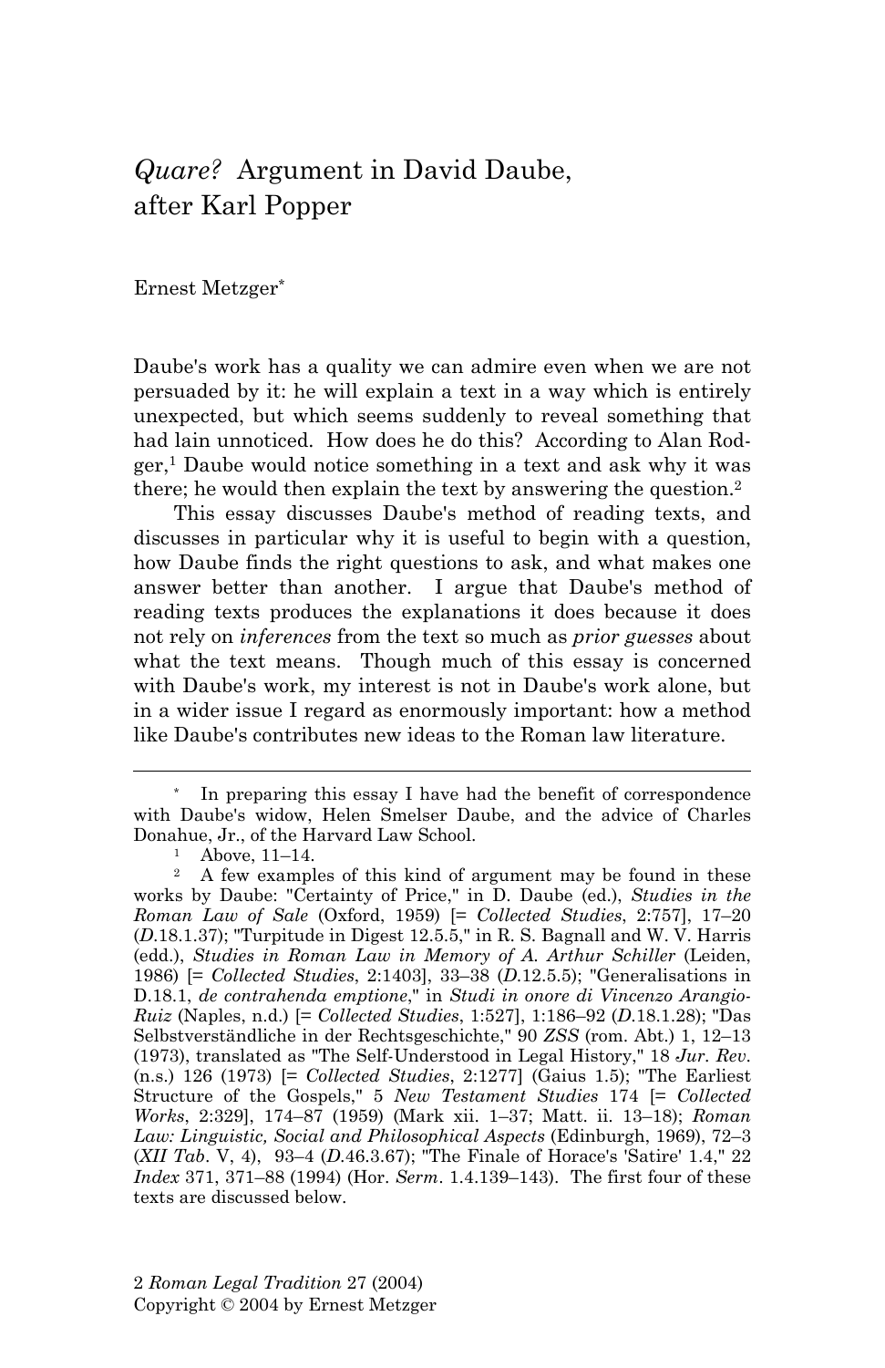# *Quare?* Argument in David Daube, after Karl Popper

Ernest Metzger[*]

Daube's work has a quality we can admire even when we are not persuaded by it: he will explain a text in a way which is entirely unexpected, but which seems suddenly to reveal something that had lain unnoticed. How does he do this? According to Alan Rodger,[1] Daube would notice something in a text and ask why it was there; he would then explain the text by answering the question.[2]

This essay discusses Daube's method of reading texts, and discusses in particular why it is useful to begin with a question, how Daube finds the right questions to ask, and what makes one answer better than another. I argue that Daube's method of reading texts produces the explanations it does because it does not rely on *inferences* from the text so much as *prior guesses* about what the text means. Though much of this essay is concerned with Daube's work, my interest is not in Daube's work alone, but in a wider issue I regard as enormously important: how a method like Daube's contributes new ideas to the Roman law literature.

---

[*] In preparing this essay I have had the benefit of correspondence with Daube's widow, Helen Smelser Daube, and the advice of Charles Donahue, Jr., of the Harvard Law School.

[1] Above, 11–14.

[2] A few examples of this kind of argument may be found in these works by Daube: "Certainty of Price," in D. Daube (ed.), *Studies in the Roman Law of Sale* (Oxford, 1959) [= *Collected Studies*, 2:757], 17–20 (*D*.18.1.37); "Turpitude in Digest 12.5.5," in R. S. Bagnall and W. V. Harris (edd.), *Studies in Roman Law in Memory of A. Arthur Schiller* (Leiden, 1986) [= *Collected Studies*, 2:1403], 33–38 (*D*.12.5.5); "Generalisations in D.18.1, *de contrahenda emptione*," in *Studi in onore di Vincenzo Arangio-Ruiz* (Naples, n.d.) [= *Collected Studies*, 1:527], 1:186–92 (*D*.18.1.28); "Das Selbstverständliche in der Rechtsgeschichte," 90 *ZSS* (rom. Abt.) 1, 12–13 (1973), translated as "The Self-Understood in Legal History," 18 *Jur. Rev.* (n.s.) 126 (1973) [= *Collected Studies*, 2:1277] (Gaius 1.5); "The Earliest Structure of the Gospels," 5 *New Testament Studies* 174 [= *Collected Works*, 2:329], 174–87 (1959) (Mark xii. 1–37; Matt. ii. 13–18); *Roman Law: Linguistic, Social and Philosophical Aspects* (Edinburgh, 1969), 72–3 (*XII Tab*. V, 4), 93–4 (*D*.46.3.67); "The Finale of Horace's 'Satire' 1.4," 22 *Index* 371, 371–88 (1994) (Hor. *Serm*. 1.4.139–143). The first four of these texts are discussed below.

2 *Roman Legal Tradition* 27 (2004)
Copyright © 2004 by Ernest Metzger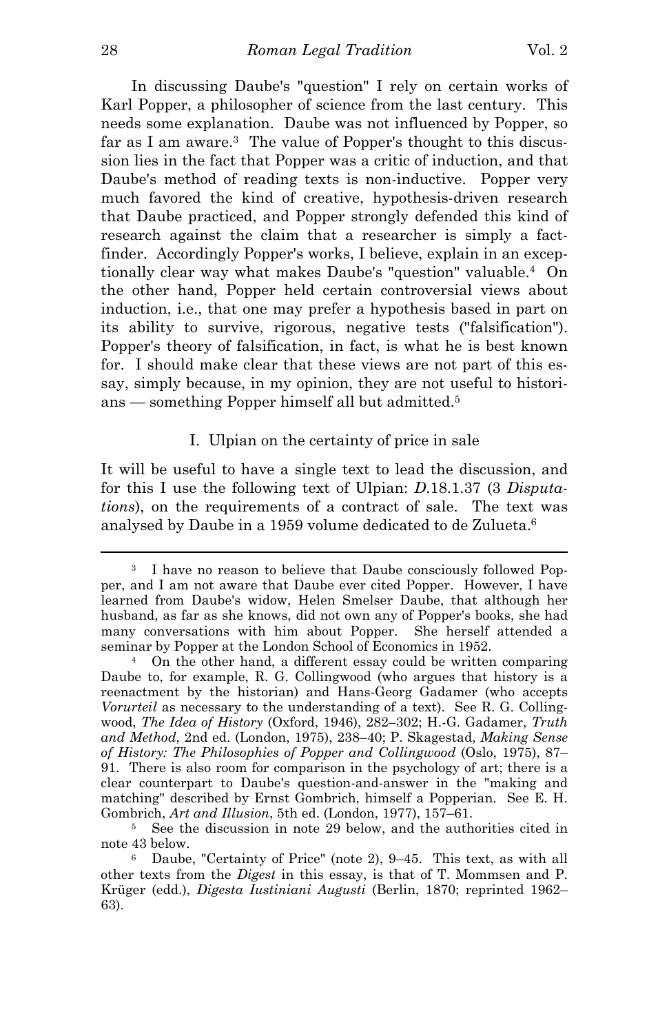In discussing Daube's "question" I rely on certain works of Karl Popper, a philosopher of science from the last century. This needs some explanation. Daube was not influenced by Popper, so far as I am aware.[3] The value of Popper's thought to this discussion lies in the fact that Popper was a critic of induction, and that Daube's method of reading texts is non-inductive. Popper very much favored the kind of creative, hypothesis-driven research that Daube practiced, and Popper strongly defended this kind of research against the claim that a researcher is simply a fact-finder. Accordingly Popper's works, I believe, explain in an exceptionally clear way what makes Daube's "question" valuable.[4] On the other hand, Popper held certain controversial views about induction, i.e., that one may prefer a hypothesis based in part on its ability to survive, rigorous, negative tests ("falsification"). Popper's theory of falsification, in fact, is what he is best known for. I should make clear that these views are not part of this essay, simply because, in my opinion, they are not useful to historians — something Popper himself all but admitted.[5]

## I. Ulpian on the certainty of price in sale

It will be useful to have a single text to lead the discussion, and for this I use the following text of Ulpian: *D.*18.1.37 (3 *Disputations*), on the requirements of a contract of sale. The text was analysed by Daube in a 1959 volume dedicated to de Zulueta.[6]

---

[3] I have no reason to believe that Daube consciously followed Popper, and I am not aware that Daube ever cited Popper. However, I have learned from Daube's widow, Helen Smelser Daube, that although her husband, as far as she knows, did not own any of Popper's books, she had many conversations with him about Popper. She herself attended a seminar by Popper at the London School of Economics in 1952.

[4] On the other hand, a different essay could be written comparing Daube to, for example, R. G. Collingwood (who argues that history is a reenactment by the historian) and Hans-Georg Gadamer (who accepts *Vorurteil* as necessary to the understanding of a text). See R. G. Collingwood, *The Idea of History* (Oxford, 1946), 282–302; H.-G. Gadamer, *Truth and Method*, 2nd ed. (London, 1975), 238–40; P. Skagestad, *Making Sense of History: The Philosophies of Popper and Collingwood* (Oslo, 1975), 87–91. There is also room for comparison in the psychology of art; there is a clear counterpart to Daube's question-and-answer in the "making and matching" described by Ernst Gombrich, himself a Popperian. See E. H. Gombrich, *Art and Illusion*, 5th ed. (London, 1977), 157–61.

[5] See the discussion in note 29 below, and the authorities cited in note 43 below.

[6] Daube, "Certainty of Price" (note 2), 9–45. This text, as with all other texts from the *Digest* in this essay, is that of T. Mommsen and P. Krüger (edd.), *Digesta Iustiniani Augusti* (Berlin, 1870; reprinted 1962–63).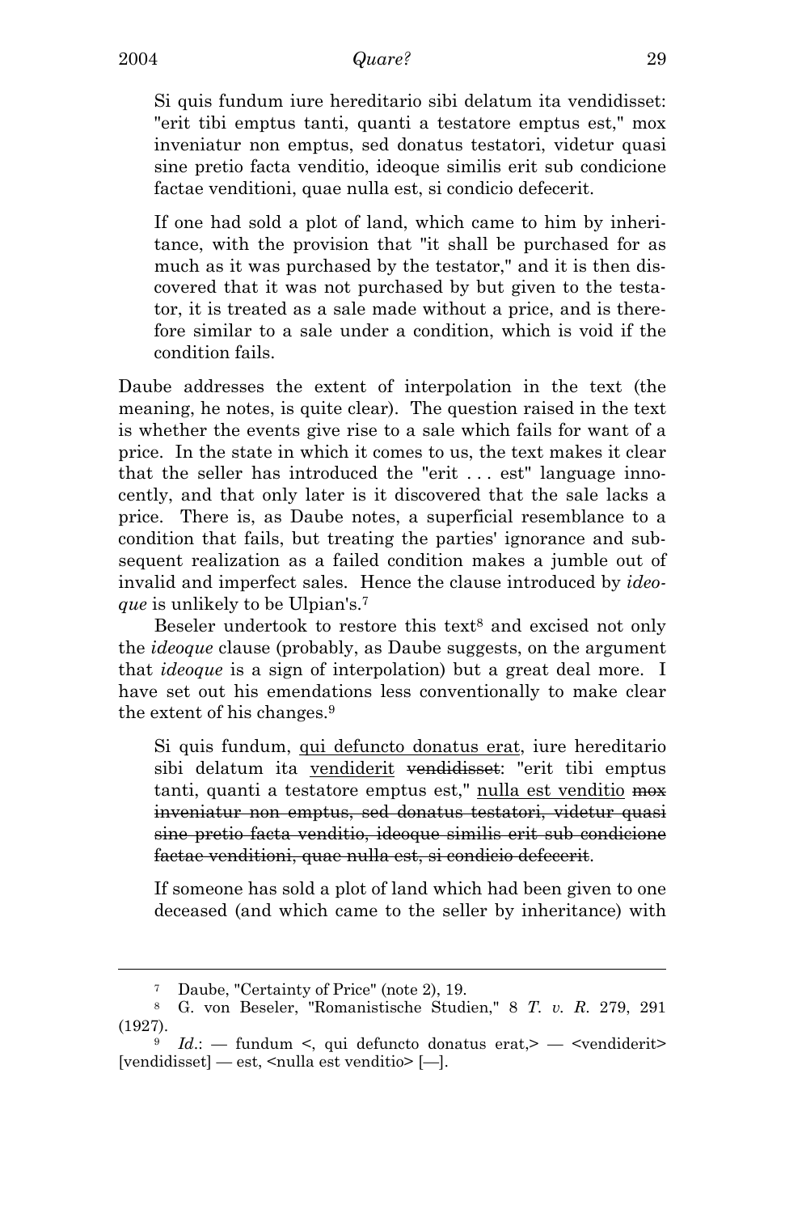Si quis fundum iure hereditario sibi delatum ita vendidisset: "erit tibi emptus tanti, quanti a testatore emptus est," mox inveniatur non emptus, sed donatus testatori, videtur quasi sine pretio facta venditio, ideoque similis erit sub condicione factae venditioni, quae nulla est, si condicio defecerit.

If one had sold a plot of land, which came to him by inheritance, with the provision that "it shall be purchased for as much as it was purchased by the testator," and it is then discovered that it was not purchased by but given to the testator, it is treated as a sale made without a price, and is therefore similar to a sale under a condition, which is void if the condition fails.

Daube addresses the extent of interpolation in the text (the meaning, he notes, is quite clear). The question raised in the text is whether the events give rise to a sale which fails for want of a price. In the state in which it comes to us, the text makes it clear that the seller has introduced the "erit . . . est" language innocently, and that only later is it discovered that the sale lacks a price. There is, as Daube notes, a superficial resemblance to a condition that fails, but treating the parties' ignorance and subsequent realization as a failed condition makes a jumble out of invalid and imperfect sales. Hence the clause introduced by *ideoque* is unlikely to be Ulpian's.[7]

Beseler undertook to restore this text[8] and excised not only the *ideoque* clause (probably, as Daube suggests, on the argument that *ideoque* is a sign of interpolation) but a great deal more. I have set out his emendations less conventionally to make clear the extent of his changes.[9]

Si quis fundum, <u>qui defuncto donatus erat</u>, iure hereditario sibi delatum ita <u>vendiderit</u> ~~vendidisset~~: "erit tibi emptus tanti, quanti a testatore emptus est," <u>nulla est venditio</u> ~~mox inveniatur non emptus, sed donatus testatori, videtur quasi sine pretio facta venditio, ideoque similis erit sub condicione factae venditioni, quae nulla est, si condicio defecerit~~.

If someone has sold a plot of land which had been given to one deceased (and which came to the seller by inheritance) with

---

[7] Daube, "Certainty of Price" (note 2), 19.

[8] G. von Beseler, "Romanistische Studien," 8 *T. v. R.* 279, 291 (1927).

[9] *Id.*: — fundum <, qui defuncto donatus erat,> — <vendiderit> [vendidisset] — est, <nulla est venditio> [—].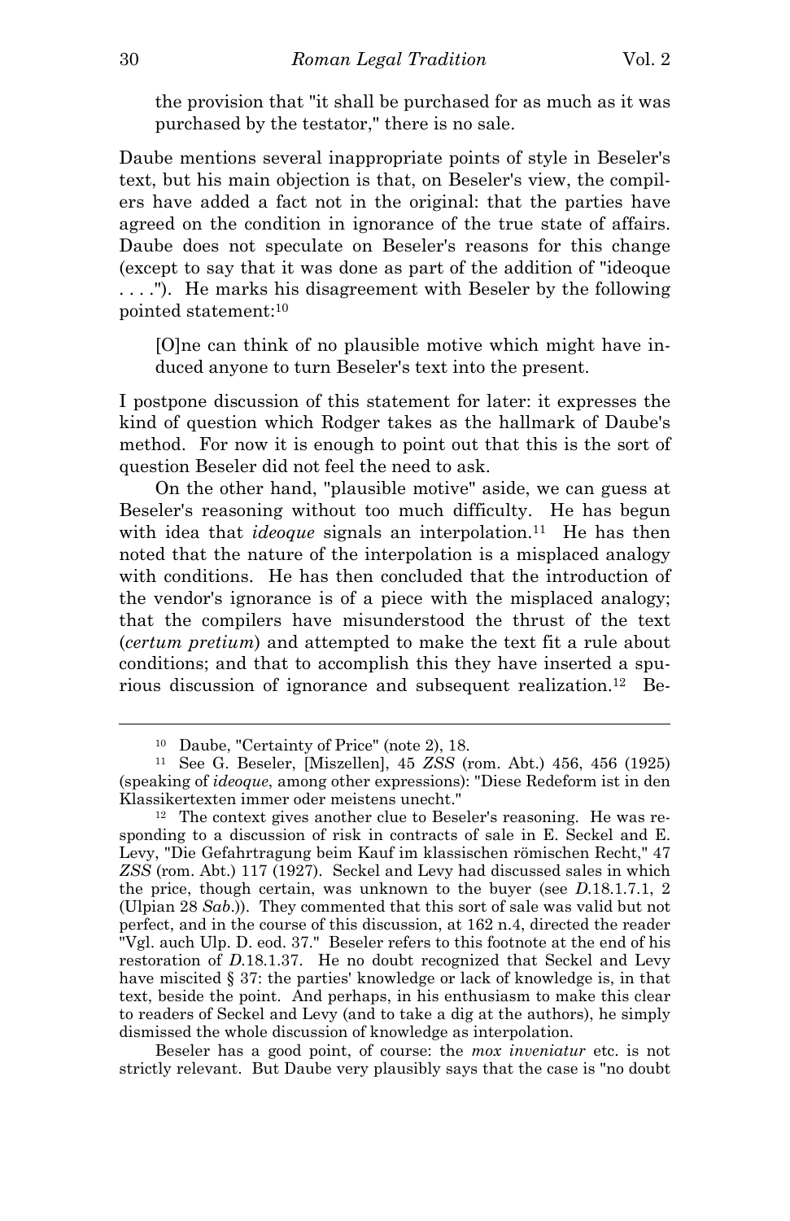the provision that "it shall be purchased for as much as it was purchased by the testator," there is no sale.

Daube mentions several inappropriate points of style in Beseler's text, but his main objection is that, on Beseler's view, the compilers have added a fact not in the original: that the parties have agreed on the condition in ignorance of the true state of affairs. Daube does not speculate on Beseler's reasons for this change (except to say that it was done as part of the addition of "ideoque . . . ."). He marks his disagreement with Beseler by the following pointed statement:[10]

> [O]ne can think of no plausible motive which might have induced anyone to turn Beseler's text into the present.

I postpone discussion of this statement for later: it expresses the kind of question which Rodger takes as the hallmark of Daube's method. For now it is enough to point out that this is the sort of question Beseler did not feel the need to ask.

On the other hand, "plausible motive" aside, we can guess at Beseler's reasoning without too much difficulty. He has begun with idea that *ideoque* signals an interpolation.[11] He has then noted that the nature of the interpolation is a misplaced analogy with conditions. He has then concluded that the introduction of the vendor's ignorance is of a piece with the misplaced analogy; that the compilers have misunderstood the thrust of the text (*certum pretium*) and attempted to make the text fit a rule about conditions; and that to accomplish this they have inserted a spurious discussion of ignorance and subsequent realization.[12] Be-

---

[10] Daube, "Certainty of Price" (note 2), 18.

[11] See G. Beseler, [Miszellen], 45 *ZSS* (rom. Abt.) 456, 456 (1925) (speaking of *ideoque*, among other expressions): "Diese Redeform ist in den Klassikertexten immer oder meistens unecht."

[12] The context gives another clue to Beseler's reasoning. He was responding to a discussion of risk in contracts of sale in E. Seckel and E. Levy, "Die Gefahrtragung beim Kauf im klassischen römischen Recht," 47 *ZSS* (rom. Abt.) 117 (1927). Seckel and Levy had discussed sales in which the price, though certain, was unknown to the buyer (see *D.*18.1.7.1, 2 (Ulpian 28 *Sab.*)). They commented that this sort of sale was valid but not perfect, and in the course of this discussion, at 162 n.4, directed the reader "Vgl. auch Ulp. D. eod. 37." Beseler refers to this footnote at the end of his restoration of *D.*18.1.37. He no doubt recognized that Seckel and Levy have miscited § 37: the parties' knowledge or lack of knowledge is, in that text, beside the point. And perhaps, in his enthusiasm to make this clear to readers of Seckel and Levy (and to take a dig at the authors), he simply dismissed the whole discussion of knowledge as interpolation.

Beseler has a good point, of course: the *mox inveniatur* etc. is not strictly relevant. But Daube very plausibly says that the case is "no doubt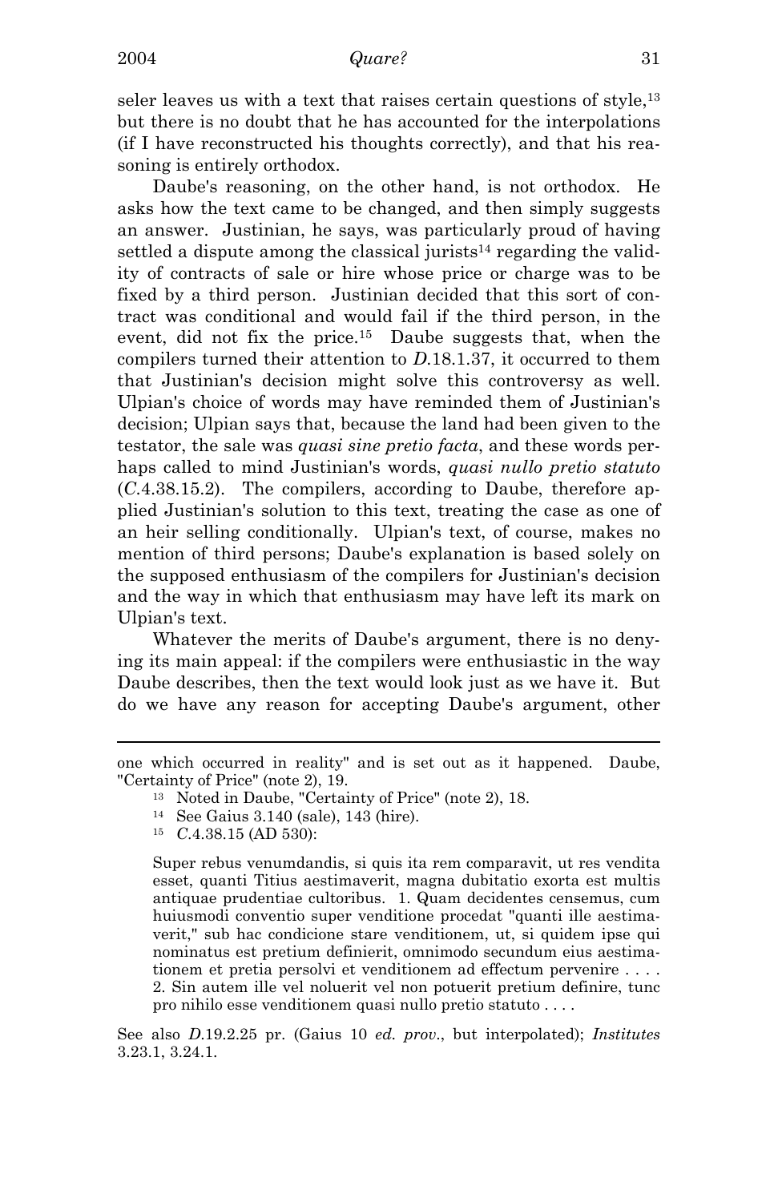seler leaves us with a text that raises certain questions of style,[13] but there is no doubt that he has accounted for the interpolations (if I have reconstructed his thoughts correctly), and that his reasoning is entirely orthodox.

Daube's reasoning, on the other hand, is not orthodox. He asks how the text came to be changed, and then simply suggests an answer. Justinian, he says, was particularly proud of having settled a dispute among the classical jurists[14] regarding the validity of contracts of sale or hire whose price or charge was to be fixed by a third person. Justinian decided that this sort of contract was conditional and would fail if the third person, in the event, did not fix the price.[15] Daube suggests that, when the compilers turned their attention to *D.*18.1.37, it occurred to them that Justinian's decision might solve this controversy as well. Ulpian's choice of words may have reminded them of Justinian's decision; Ulpian says that, because the land had been given to the testator, the sale was *quasi sine pretio facta*, and these words perhaps called to mind Justinian's words, *quasi nullo pretio statuto* (*C.*4.38.15.2). The compilers, according to Daube, therefore applied Justinian's solution to this text, treating the case as one of an heir selling conditionally. Ulpian's text, of course, makes no mention of third persons; Daube's explanation is based solely on the supposed enthusiasm of the compilers for Justinian's decision and the way in which that enthusiasm may have left its mark on Ulpian's text.

Whatever the merits of Daube's argument, there is no denying its main appeal: if the compilers were enthusiastic in the way Daube describes, then the text would look just as we have it. But do we have any reason for accepting Daube's argument, other

---

one which occurred in reality" and is set out as it happened. Daube, "Certainty of Price" (note 2), 19.

[13] Noted in Daube, "Certainty of Price" (note 2), 18.

[14] See Gaius 3.140 (sale), 143 (hire).

[15] *C.*4.38.15 (AD 530):

> Super rebus venumdandis, si quis ita rem comparavit, ut res vendita esset, quanti Titius aestimaverit, magna dubitatio exorta est multis antiquae prudentiae cultoribus. 1. Quam decidentes censemus, cum huiusmodi conventio super venditione procedat "quanti ille aestimaverit," sub hac condicione stare venditionem, ut, si quidem ipse qui nominatus est pretium definierit, omnimodo secundum eius aestimationem et pretia persolvi et venditionem ad effectum pervenire . . . . 2. Sin autem ille vel noluerit vel non potuerit pretium definire, tunc pro nihilo esse venditionem quasi nullo pretio statuto . . . .

See also *D.*19.2.25 pr. (Gaius 10 *ed. prov.*, but interpolated); *Institutes* 3.23.1, 3.24.1.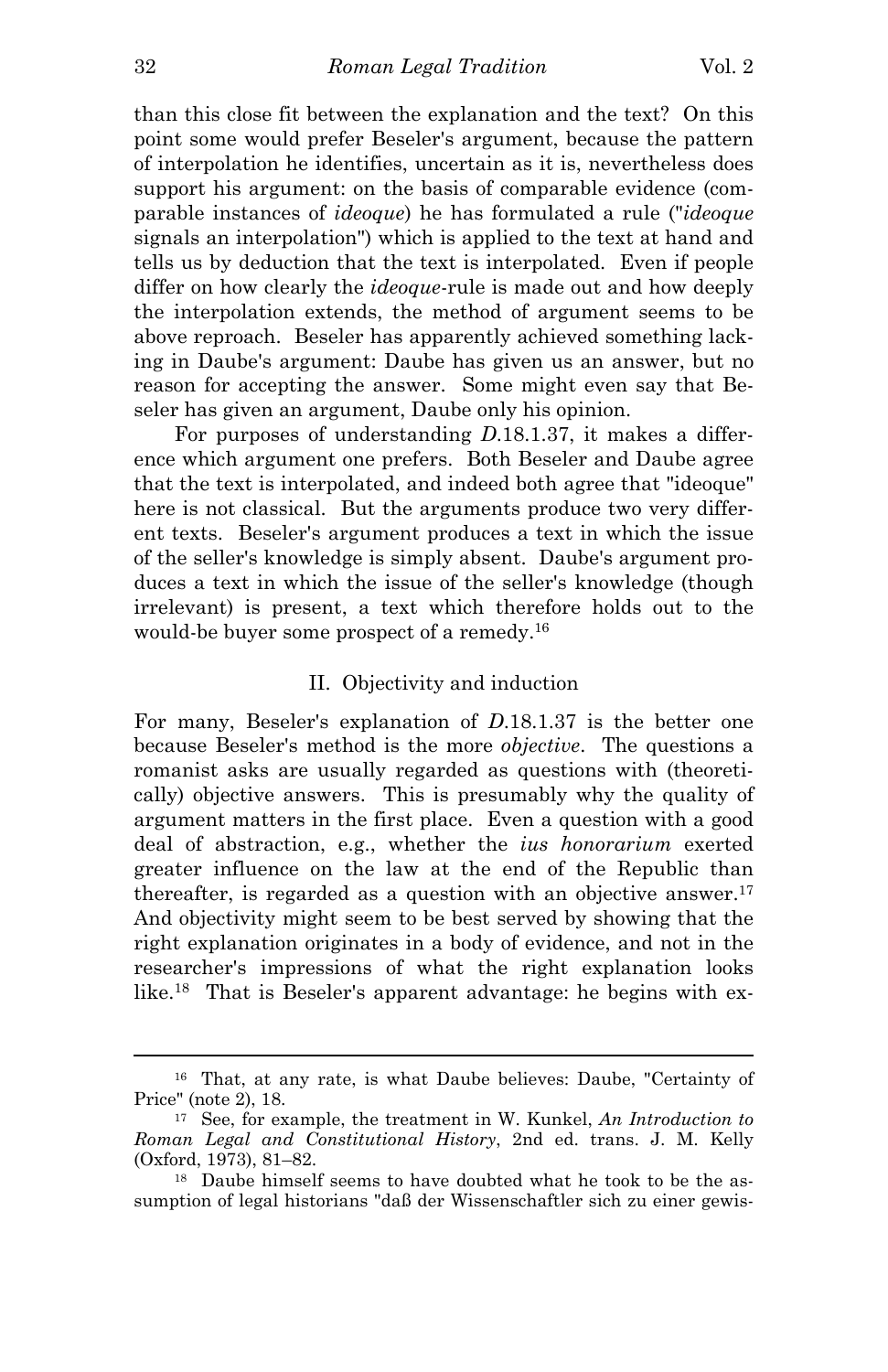than this close fit between the explanation and the text? On this point some would prefer Beseler's argument, because the pattern of interpolation he identifies, uncertain as it is, nevertheless does support his argument: on the basis of comparable evidence (comparable instances of *ideoque*) he has formulated a rule ("*ideoque* signals an interpolation") which is applied to the text at hand and tells us by deduction that the text is interpolated. Even if people differ on how clearly the *ideoque*-rule is made out and how deeply the interpolation extends, the method of argument seems to be above reproach. Beseler has apparently achieved something lacking in Daube's argument: Daube has given us an answer, but no reason for accepting the answer. Some might even say that Beseler has given an argument, Daube only his opinion.

For purposes of understanding *D.*18.1.37, it makes a difference which argument one prefers. Both Beseler and Daube agree that the text is interpolated, and indeed both agree that "ideoque" here is not classical. But the arguments produce two very different texts. Beseler's argument produces a text in which the issue of the seller's knowledge is simply absent. Daube's argument produces a text in which the issue of the seller's knowledge (though irrelevant) is present, a text which therefore holds out to the would-be buyer some prospect of a remedy.[16]

## II. Objectivity and induction

For many, Beseler's explanation of *D.*18.1.37 is the better one because Beseler's method is the more *objective*. The questions a romanist asks are usually regarded as questions with (theoretically) objective answers. This is presumably why the quality of argument matters in the first place. Even a question with a good deal of abstraction, e.g., whether the *ius honorarium* exerted greater influence on the law at the end of the Republic than thereafter, is regarded as a question with an objective answer.[17] And objectivity might seem to be best served by showing that the right explanation originates in a body of evidence, and not in the researcher's impressions of what the right explanation looks like.[18] That is Beseler's apparent advantage: he begins with ex-

---

[16] That, at any rate, is what Daube believes: Daube, "Certainty of Price" (note 2), 18.

[17] See, for example, the treatment in W. Kunkel, *An Introduction to Roman Legal and Constitutional History*, 2nd ed. trans. J. M. Kelly (Oxford, 1973), 81–82.

[18] Daube himself seems to have doubted what he took to be the assumption of legal historians "daß der Wissenschaftler sich zu einer gewis-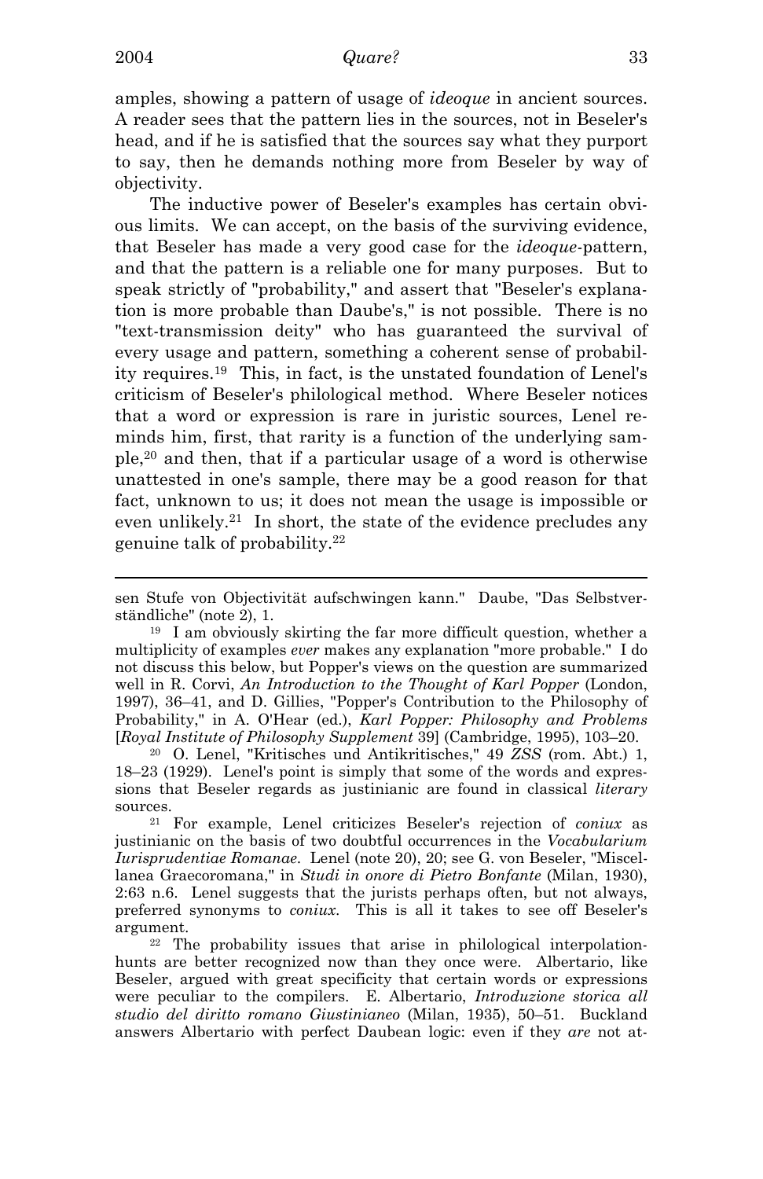amples, showing a pattern of usage of *ideoque* in ancient sources. A reader sees that the pattern lies in the sources, not in Beseler's head, and if he is satisfied that the sources say what they purport to say, then he demands nothing more from Beseler by way of objectivity.

The inductive power of Beseler's examples has certain obvious limits. We can accept, on the basis of the surviving evidence, that Beseler has made a very good case for the *ideoque*-pattern, and that the pattern is a reliable one for many purposes. But to speak strictly of "probability," and assert that "Beseler's explanation is more probable than Daube's," is not possible. There is no "text-transmission deity" who has guaranteed the survival of every usage and pattern, something a coherent sense of probability requires.[19] This, in fact, is the unstated foundation of Lenel's criticism of Beseler's philological method. Where Beseler notices that a word or expression is rare in juristic sources, Lenel reminds him, first, that rarity is a function of the underlying sample,[20] and then, that if a particular usage of a word is otherwise unattested in one's sample, there may be a good reason for that fact, unknown to us; it does not mean the usage is impossible or even unlikely.[21] In short, the state of the evidence precludes any genuine talk of probability.[22]

---

sen Stufe von Objectivität aufschwingen kann." Daube, "Das Selbstverständliche" (note 2), 1.

[19] I am obviously skirting the far more difficult question, whether a multiplicity of examples *ever* makes any explanation "more probable." I do not discuss this below, but Popper's views on the question are summarized well in R. Corvi, *An Introduction to the Thought of Karl Popper* (London, 1997), 36–41, and D. Gillies, "Popper's Contribution to the Philosophy of Probability," in A. O'Hear (ed.), *Karl Popper: Philosophy and Problems* [*Royal Institute of Philosophy Supplement* 39] (Cambridge, 1995), 103–20.

[20] O. Lenel, "Kritisches und Antikritisches," 49 *ZSS* (rom. Abt.) 1, 18–23 (1929). Lenel's point is simply that some of the words and expressions that Beseler regards as justinianic are found in classical *literary* sources.

[21] For example, Lenel criticizes Beseler's rejection of *coniux* as justinianic on the basis of two doubtful occurrences in the *Vocabularium Iurisprudentiae Romanae*. Lenel (note 20), 20; see G. von Beseler, "Miscellanea Graecoromana," in *Studi in onore di Pietro Bonfante* (Milan, 1930), 2:63 n.6. Lenel suggests that the jurists perhaps often, but not always, preferred synonyms to *coniux*. This is all it takes to see off Beseler's argument.

[22] The probability issues that arise in philological interpolation-hunts are better recognized now than they once were. Albertario, like Beseler, argued with great specificity that certain words or expressions were peculiar to the compilers. E. Albertario, *Introduzione storica all studio del diritto romano Giustinianeo* (Milan, 1935), 50–51. Buckland answers Albertario with perfect Daubean logic: even if they *are* not at-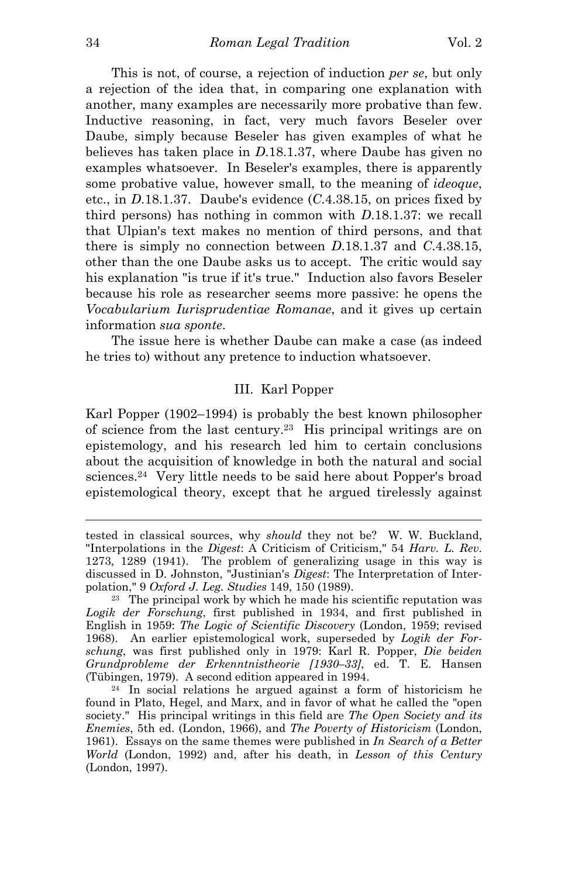This is not, of course, a rejection of induction *per se*, but only a rejection of the idea that, in comparing one explanation with another, many examples are necessarily more probative than few. Inductive reasoning, in fact, very much favors Beseler over Daube, simply because Beseler has given examples of what he believes has taken place in *D*.18.1.37, where Daube has given no examples whatsoever. In Beseler's examples, there is apparently some probative value, however small, to the meaning of *ideoque*, etc., in *D*.18.1.37. Daube's evidence (*C*.4.38.15, on prices fixed by third persons) has nothing in common with *D*.18.1.37: we recall that Ulpian's text makes no mention of third persons, and that there is simply no connection between *D*.18.1.37 and *C*.4.38.15, other than the one Daube asks us to accept. The critic would say his explanation "is true if it's true." Induction also favors Beseler because his role as researcher seems more passive: he opens the *Vocabularium Iurisprudentiae Romanae*, and it gives up certain information *sua sponte*.

The issue here is whether Daube can make a case (as indeed he tries to) without any pretence to induction whatsoever.

## III. Karl Popper

Karl Popper (1902–1994) is probably the best known philosopher of science from the last century.[23] His principal writings are on epistemology, and his research led him to certain conclusions about the acquisition of knowledge in both the natural and social sciences.[24] Very little needs to be said here about Popper's broad epistemological theory, except that he argued tirelessly against

---

tested in classical sources, why *should* they not be? W. W. Buckland, "Interpolations in the *Digest*: A Criticism of Criticism," 54 *Harv. L. Rev.* 1273, 1289 (1941). The problem of generalizing usage in this way is discussed in D. Johnston, "Justinian's *Digest*: The Interpretation of Interpolation," 9 *Oxford J. Leg. Studies* 149, 150 (1989).

[23] The principal work by which he made his scientific reputation was *Logik der Forschung*, first published in 1934, and first published in English in 1959: *The Logic of Scientific Discovery* (London, 1959; revised 1968). An earlier epistemological work, superseded by *Logik der Forschung*, was first published only in 1979: Karl R. Popper, *Die beiden Grundprobleme der Erkenntnistheorie [1930–33]*, ed. T. E. Hansen (Tübingen, 1979). A second edition appeared in 1994.

[24] In social relations he argued against a form of historicism he found in Plato, Hegel, and Marx, and in favor of what he called the "open society." His principal writings in this field are *The Open Society and its Enemies*, 5th ed. (London, 1966), and *The Poverty of Historicism* (London, 1961). Essays on the same themes were published in *In Search of a Better World* (London, 1992) and, after his death, in *Lesson of this Century* (London, 1997).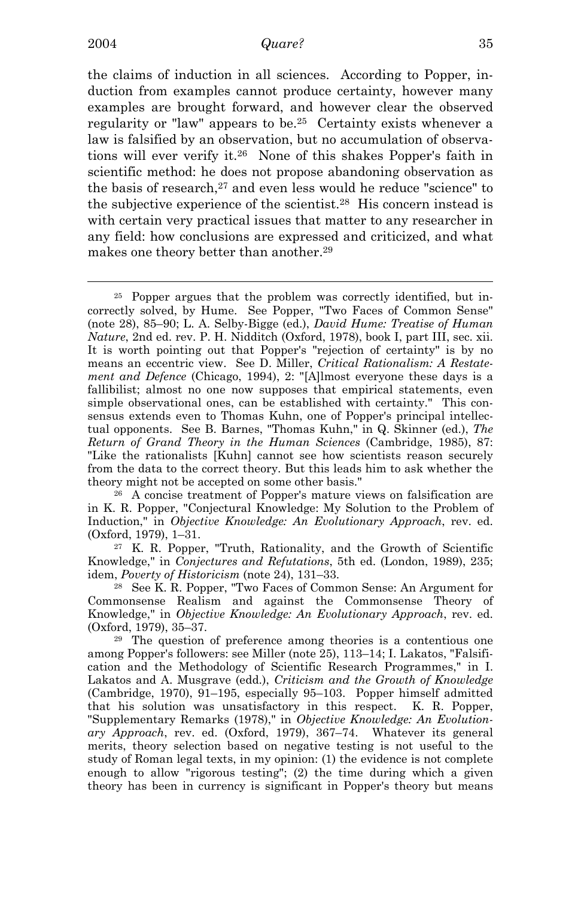the claims of induction in all sciences. According to Popper, induction from examples cannot produce certainty, however many examples are brought forward, and however clear the observed regularity or "law" appears to be.[25] Certainty exists whenever a law is falsified by an observation, but no accumulation of observations will ever verify it.[26] None of this shakes Popper's faith in scientific method: he does not propose abandoning observation as the basis of research,[27] and even less would he reduce "science" to the subjective experience of the scientist.[28] His concern instead is with certain very practical issues that matter to any researcher in any field: how conclusions are expressed and criticized, and what makes one theory better than another.[29]

---

[25] Popper argues that the problem was correctly identified, but incorrectly solved, by Hume. See Popper, "Two Faces of Common Sense" (note 28), 85–90; L. A. Selby-Bigge (ed.), *David Hume: Treatise of Human Nature*, 2nd ed. rev. P. H. Nidditch (Oxford, 1978), book I, part III, sec. xii. It is worth pointing out that Popper's "rejection of certainty" is by no means an eccentric view. See D. Miller, *Critical Rationalism: A Restatement and Defence* (Chicago, 1994), 2: "[A]lmost everyone these days is a fallibilist; almost no one now supposes that empirical statements, even simple observational ones, can be established with certainty." This consensus extends even to Thomas Kuhn, one of Popper's principal intellectual opponents. See B. Barnes, "Thomas Kuhn," in Q. Skinner (ed.), *The Return of Grand Theory in the Human Sciences* (Cambridge, 1985), 87: "Like the rationalists [Kuhn] cannot see how scientists reason securely from the data to the correct theory. But this leads him to ask whether the theory might not be accepted on some other basis."

[26] A concise treatment of Popper's mature views on falsification are in K. R. Popper, "Conjectural Knowledge: My Solution to the Problem of Induction," in *Objective Knowledge: An Evolutionary Approach*, rev. ed. (Oxford, 1979), 1–31.

[27] K. R. Popper, "Truth, Rationality, and the Growth of Scientific Knowledge," in *Conjectures and Refutations*, 5th ed. (London, 1989), 235; idem, *Poverty of Historicism* (note 24), 131–33.

[28] See K. R. Popper, "Two Faces of Common Sense: An Argument for Commonsense Realism and against the Commonsense Theory of Knowledge," in *Objective Knowledge: An Evolutionary Approach*, rev. ed. (Oxford, 1979), 35–37.

[29] The question of preference among theories is a contentious one among Popper's followers: see Miller (note 25), 113–14; I. Lakatos, "Falsification and the Methodology of Scientific Research Programmes," in I. Lakatos and A. Musgrave (edd.), *Criticism and the Growth of Knowledge* (Cambridge, 1970), 91–195, especially 95–103. Popper himself admitted that his solution was unsatisfactory in this respect. K. R. Popper, "Supplementary Remarks (1978)," in *Objective Knowledge: An Evolutionary Approach*, rev. ed. (Oxford, 1979), 367–74. Whatever its general merits, theory selection based on negative testing is not useful to the study of Roman legal texts, in my opinion: (1) the evidence is not complete enough to allow "rigorous testing"; (2) the time during which a given theory has been in currency is significant in Popper's theory but means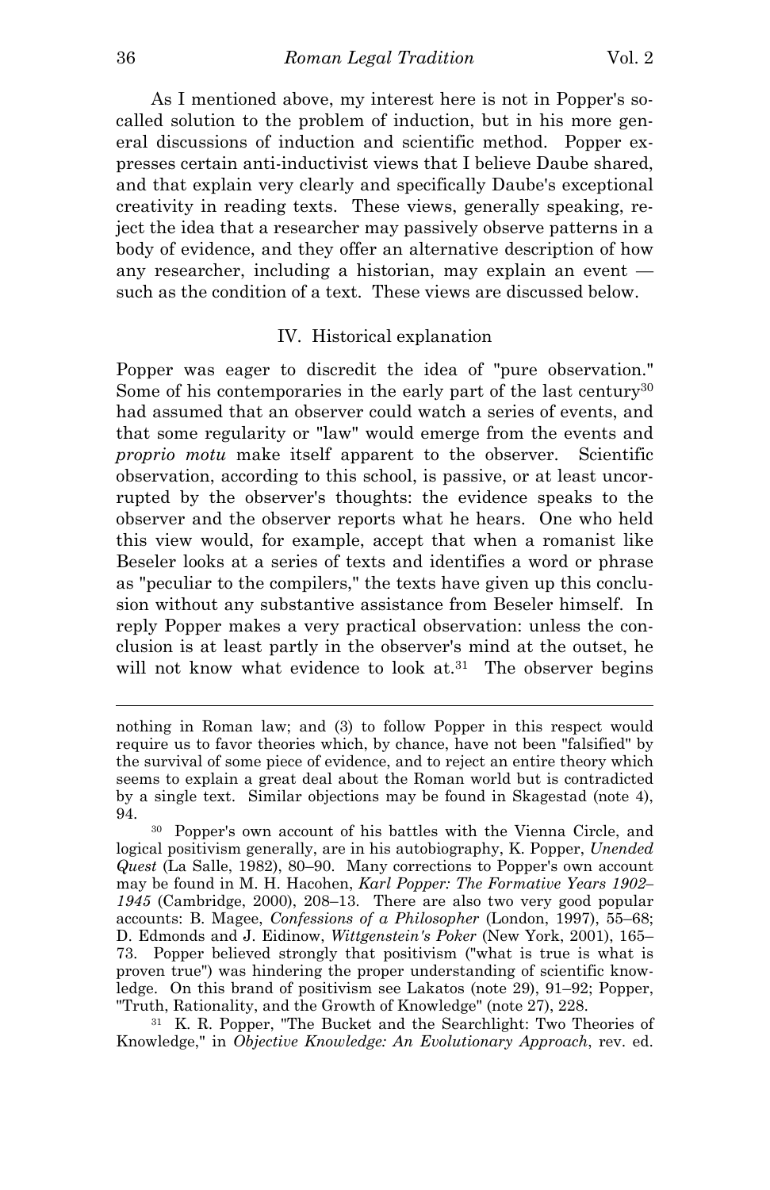As I mentioned above, my interest here is not in Popper's so-called solution to the problem of induction, but in his more general discussions of induction and scientific method. Popper expresses certain anti-inductivist views that I believe Daube shared, and that explain very clearly and specifically Daube's exceptional creativity in reading texts. These views, generally speaking, reject the idea that a researcher may passively observe patterns in a body of evidence, and they offer an alternative description of how any researcher, including a historian, may explain an event — such as the condition of a text. These views are discussed below.

## IV. Historical explanation

Popper was eager to discredit the idea of "pure observation." Some of his contemporaries in the early part of the last century[30] had assumed that an observer could watch a series of events, and that some regularity or "law" would emerge from the events and *proprio motu* make itself apparent to the observer. Scientific observation, according to this school, is passive, or at least uncorrupted by the observer's thoughts: the evidence speaks to the observer and the observer reports what he hears. One who held this view would, for example, accept that when a romanist like Beseler looks at a series of texts and identifies a word or phrase as "peculiar to the compilers," the texts have given up this conclusion without any substantive assistance from Beseler himself. In reply Popper makes a very practical observation: unless the conclusion is at least partly in the observer's mind at the outset, he will not know what evidence to look at.[31] The observer begins

---

nothing in Roman law; and (3) to follow Popper in this respect would require us to favor theories which, by chance, have not been "falsified" by the survival of some piece of evidence, and to reject an entire theory which seems to explain a great deal about the Roman world but is contradicted by a single text. Similar objections may be found in Skagestad (note 4), 94.

[30] Popper's own account of his battles with the Vienna Circle, and logical positivism generally, are in his autobiography, K. Popper, *Unended Quest* (La Salle, 1982), 80–90. Many corrections to Popper's own account may be found in M. H. Hacohen, *Karl Popper: The Formative Years 1902–1945* (Cambridge, 2000), 208–13. There are also two very good popular accounts: B. Magee, *Confessions of a Philosopher* (London, 1997), 55–68; D. Edmonds and J. Eidinow, *Wittgenstein's Poker* (New York, 2001), 165–73. Popper believed strongly that positivism ("what is true is what is proven true") was hindering the proper understanding of scientific knowledge. On this brand of positivism see Lakatos (note 29), 91–92; Popper, "Truth, Rationality, and the Growth of Knowledge" (note 27), 228.

[31] K. R. Popper, "The Bucket and the Searchlight: Two Theories of Knowledge," in *Objective Knowledge: An Evolutionary Approach*, rev. ed.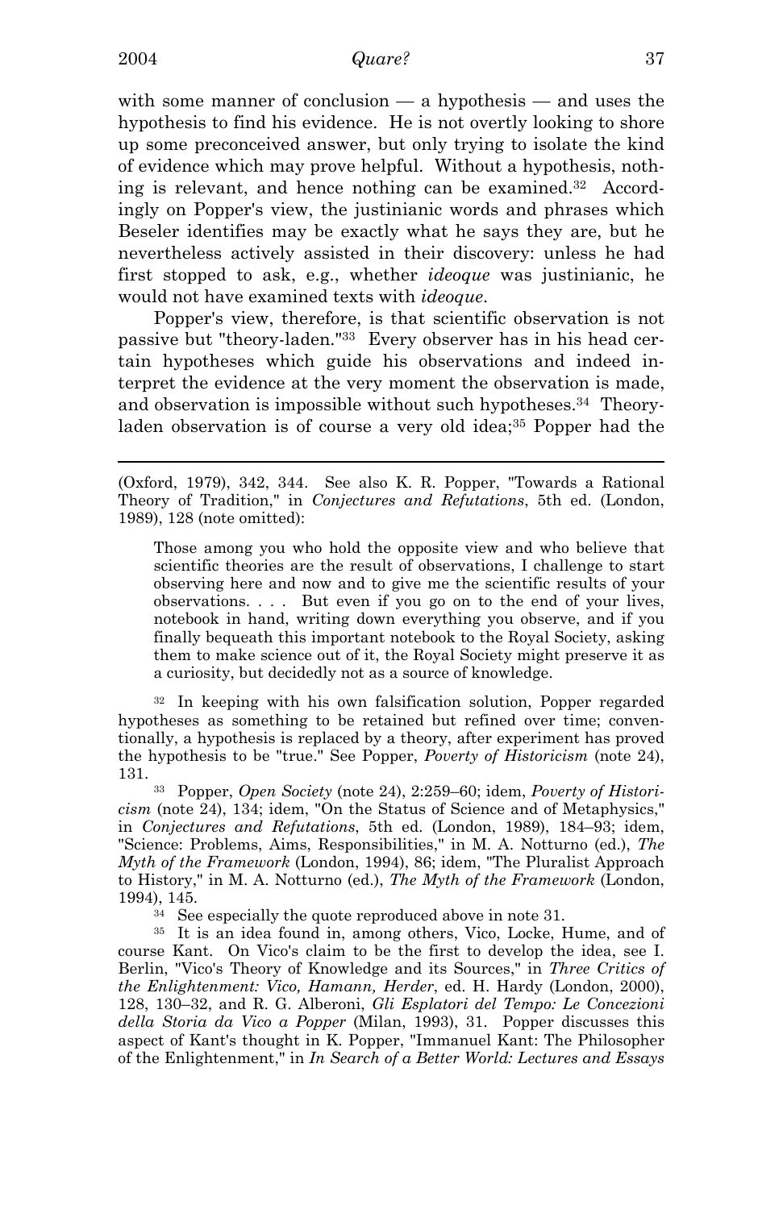with some manner of conclusion — a hypothesis — and uses the hypothesis to find his evidence. He is not overtly looking to shore up some preconceived answer, but only trying to isolate the kind of evidence which may prove helpful. Without a hypothesis, nothing is relevant, and hence nothing can be examined.[32] Accordingly on Popper's view, the justinianic words and phrases which Beseler identifies may be exactly what he says they are, but he nevertheless actively assisted in their discovery: unless he had first stopped to ask, e.g., whether *ideoque* was justinianic, he would not have examined texts with *ideoque*.

Popper's view, therefore, is that scientific observation is not passive but "theory-laden."[33] Every observer has in his head certain hypotheses which guide his observations and indeed interpret the evidence at the very moment the observation is made, and observation is impossible without such hypotheses.[34] Theory-laden observation is of course a very old idea;[35] Popper had the

---

(Oxford, 1979), 342, 344. See also K. R. Popper, "Towards a Rational Theory of Tradition," in *Conjectures and Refutations*, 5th ed. (London, 1989), 128 (note omitted):

> Those among you who hold the opposite view and who believe that scientific theories are the result of observations, I challenge to start observing here and now and to give me the scientific results of your observations. . . . But even if you go on to the end of your lives, notebook in hand, writing down everything you observe, and if you finally bequeath this important notebook to the Royal Society, asking them to make science out of it, the Royal Society might preserve it as a curiosity, but decidedly not as a source of knowledge.

[32] In keeping with his own falsification solution, Popper regarded hypotheses as something to be retained but refined over time; conventionally, a hypothesis is replaced by a theory, after experiment has proved the hypothesis to be "true." See Popper, *Poverty of Historicism* (note 24), 131.

[33] Popper, *Open Society* (note 24), 2:259–60; idem, *Poverty of Historicism* (note 24), 134; idem, "On the Status of Science and of Metaphysics," in *Conjectures and Refutations*, 5th ed. (London, 1989), 184–93; idem, "Science: Problems, Aims, Responsibilities," in M. A. Notturno (ed.), *The Myth of the Framework* (London, 1994), 86; idem, "The Pluralist Approach to History," in M. A. Notturno (ed.), *The Myth of the Framework* (London, 1994), 145.

[34] See especially the quote reproduced above in note 31.

[35] It is an idea found in, among others, Vico, Locke, Hume, and of course Kant. On Vico's claim to be the first to develop the idea, see I. Berlin, "Vico's Theory of Knowledge and its Sources," in *Three Critics of the Enlightenment: Vico, Hamann, Herder*, ed. H. Hardy (London, 2000), 128, 130–32, and R. G. Alberoni, *Gli Esplatori del Tempo: Le Concezioni della Storia da Vico a Popper* (Milan, 1993), 31. Popper discusses this aspect of Kant's thought in K. Popper, "Immanuel Kant: The Philosopher of the Enlightenment," in *In Search of a Better World: Lectures and Essays*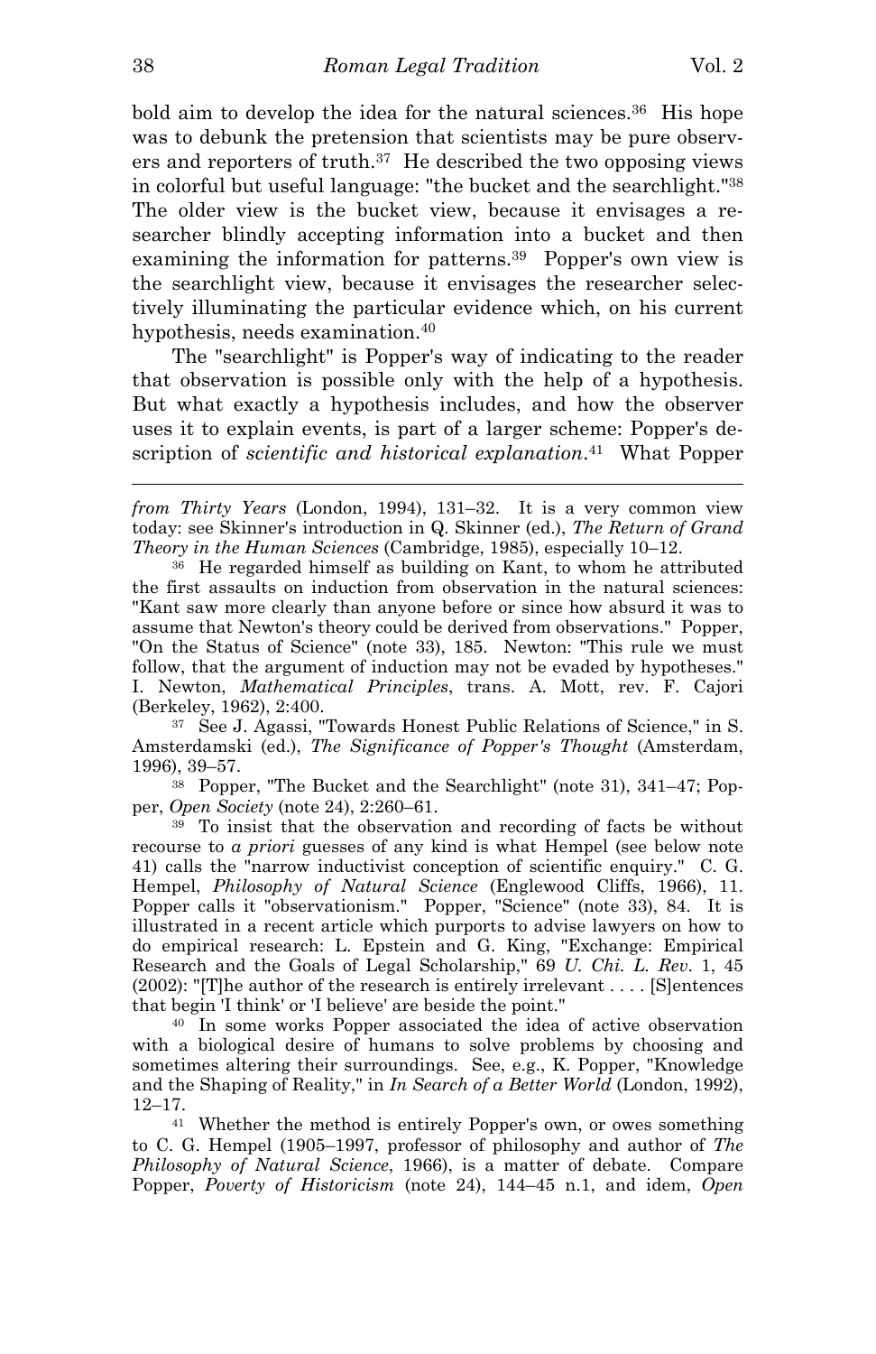bold aim to develop the idea for the natural sciences.[36] His hope was to debunk the pretension that scientists may be pure observers and reporters of truth.[37] He described the two opposing views in colorful but useful language: "the bucket and the searchlight."[38] The older view is the bucket view, because it envisages a researcher blindly accepting information into a bucket and then examining the information for patterns.[39] Popper's own view is the searchlight view, because it envisages the researcher selectively illuminating the particular evidence which, on his current hypothesis, needs examination.[40]

The "searchlight" is Popper's way of indicating to the reader that observation is possible only with the help of a hypothesis. But what exactly a hypothesis includes, and how the observer uses it to explain events, is part of a larger scheme: Popper's description of *scientific and historical explanation*.[41] What Popper

---

*from Thirty Years* (London, 1994), 131–32. It is a very common view today: see Skinner's introduction in Q. Skinner (ed.), *The Return of Grand Theory in the Human Sciences* (Cambridge, 1985), especially 10–12.

[36] He regarded himself as building on Kant, to whom he attributed the first assaults on induction from observation in the natural sciences: "Kant saw more clearly than anyone before or since how absurd it was to assume that Newton's theory could be derived from observations." Popper, "On the Status of Science" (note 33), 185. Newton: "This rule we must follow, that the argument of induction may not be evaded by hypotheses." I. Newton, *Mathematical Principles*, trans. A. Mott, rev. F. Cajori (Berkeley, 1962), 2:400.

[37] See J. Agassi, "Towards Honest Public Relations of Science," in S. Amsterdamski (ed.), *The Significance of Popper's Thought* (Amsterdam, 1996), 39–57.

[38] Popper, "The Bucket and the Searchlight" (note 31), 341–47; Popper, *Open Society* (note 24), 2:260–61.

[39] To insist that the observation and recording of facts be without recourse to *a priori* guesses of any kind is what Hempel (see below note 41) calls the "narrow inductivist conception of scientific enquiry." C. G. Hempel, *Philosophy of Natural Science* (Englewood Cliffs, 1966), 11. Popper calls it "observationism." Popper, "Science" (note 33), 84. It is illustrated in a recent article which purports to advise lawyers on how to do empirical research: L. Epstein and G. King, "Exchange: Empirical Research and the Goals of Legal Scholarship," 69 *U. Chi. L. Rev.* 1, 45 (2002): "[T]he author of the research is entirely irrelevant . . . . [S]entences that begin 'I think' or 'I believe' are beside the point."

[40] In some works Popper associated the idea of active observation with a biological desire of humans to solve problems by choosing and sometimes altering their surroundings. See, e.g., K. Popper, "Knowledge and the Shaping of Reality," in *In Search of a Better World* (London, 1992), 12–17.

[41] Whether the method is entirely Popper's own, or owes something to C. G. Hempel (1905–1997, professor of philosophy and author of *The Philosophy of Natural Science*, 1966), is a matter of debate. Compare Popper, *Poverty of Historicism* (note 24), 144–45 n.1, and idem, *Open*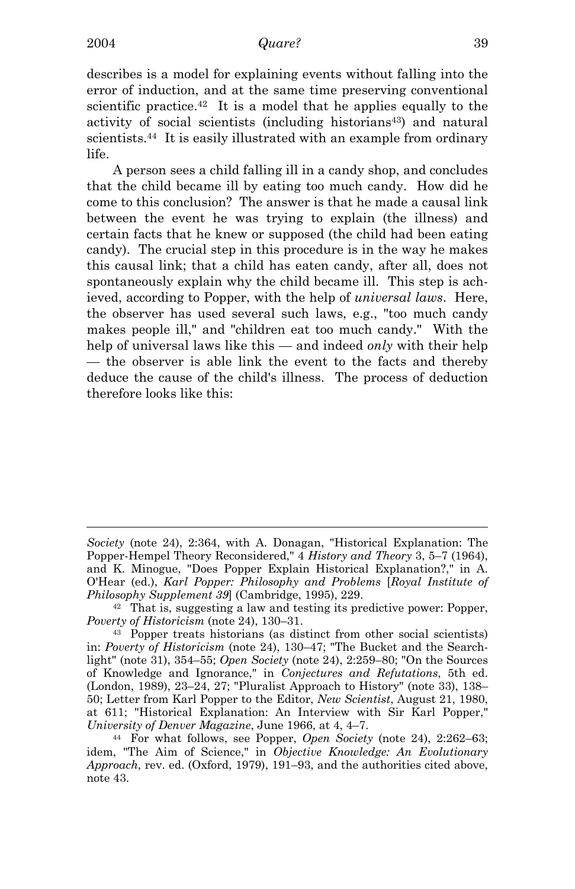describes is a model for explaining events without falling into the error of induction, and at the same time preserving conventional scientific practice.[42] It is a model that he applies equally to the activity of social scientists (including historians[43]) and natural scientists.[44] It is easily illustrated with an example from ordinary life.

A person sees a child falling ill in a candy shop, and concludes that the child became ill by eating too much candy. How did he come to this conclusion? The answer is that he made a causal link between the event he was trying to explain (the illness) and certain facts that he knew or supposed (the child had been eating candy). The crucial step in this procedure is in the way he makes this causal link; that a child has eaten candy, after all, does not spontaneously explain why the child became ill. This step is achieved, according to Popper, with the help of *universal laws*. Here, the observer has used several such laws, e.g., "too much candy makes people ill," and "children eat too much candy." With the help of universal laws like this — and indeed *only* with their help — the observer is able link the event to the facts and thereby deduce the cause of the child's illness. The process of deduction therefore looks like this:

---

*Society* (note 24), 2:364, with A. Donagan, "Historical Explanation: The Popper-Hempel Theory Reconsidered," 4 *History and Theory* 3, 5–7 (1964), and K. Minogue, "Does Popper Explain Historical Explanation?," in A. O'Hear (ed.), *Karl Popper: Philosophy and Problems* [*Royal Institute of Philosophy Supplement 39*] (Cambridge, 1995), 229.

[42] That is, suggesting a law and testing its predictive power: Popper, *Poverty of Historicism* (note 24), 130–31.

[43] Popper treats historians (as distinct from other social scientists) in: *Poverty of Historicism* (note 24), 130–47; "The Bucket and the Searchlight" (note 31), 354–55; *Open Society* (note 24), 2:259–80; "On the Sources of Knowledge and Ignorance," in *Conjectures and Refutations*, 5th ed. (London, 1989), 23–24, 27; "Pluralist Approach to History" (note 33), 138–50; Letter from Karl Popper to the Editor, *New Scientist*, August 21, 1980, at 611; "Historical Explanation: An Interview with Sir Karl Popper," *University of Denver Magazine*, June 1966, at 4, 4–7.

[44] For what follows, see Popper, *Open Society* (note 24), 2:262–63; idem, "The Aim of Science," in *Objective Knowledge: An Evolutionary Approach*, rev. ed. (Oxford, 1979), 191–93, and the authorities cited above, note 43.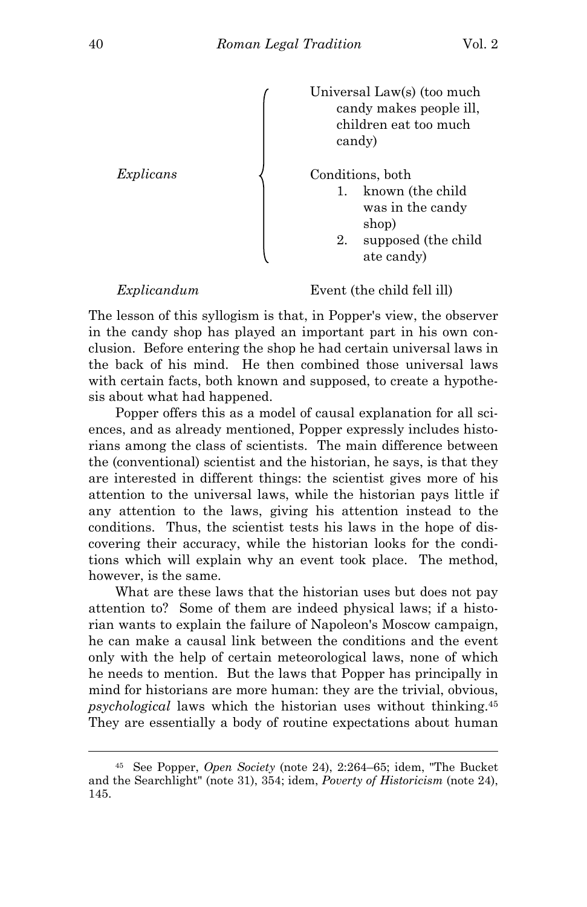*Explicans*

- Universal Law(s) (too much candy makes people ill, children eat too much candy)
- Conditions, both
  1. known (the child was in the candy shop)
  2. supposed (the child ate candy)

*Explicandum* — Event (the child fell ill)

The lesson of this syllogism is that, in Popper's view, the observer in the candy shop has played an important part in his own conclusion. Before entering the shop he had certain universal laws in the back of his mind. He then combined those universal laws with certain facts, both known and supposed, to create a hypothesis about what had happened.

Popper offers this as a model of causal explanation for all sciences, and as already mentioned, Popper expressly includes historians among the class of scientists. The main difference between the (conventional) scientist and the historian, he says, is that they are interested in different things: the scientist gives more of his attention to the universal laws, while the historian pays little if any attention to the laws, giving his attention instead to the conditions. Thus, the scientist tests his laws in the hope of discovering their accuracy, while the historian looks for the conditions which will explain why an event took place. The method, however, is the same.

What are these laws that the historian uses but does not pay attention to? Some of them are indeed physical laws; if a historian wants to explain the failure of Napoleon's Moscow campaign, he can make a causal link between the conditions and the event only with the help of certain meteorological laws, none of which he needs to mention. But the laws that Popper has principally in mind for historians are more human: they are the trivial, obvious, *psychological* laws which the historian uses without thinking.[45] They are essentially a body of routine expectations about human

---

[45] See Popper, *Open Society* (note 24), 2:264–65; idem, "The Bucket and the Searchlight" (note 31), 354; idem, *Poverty of Historicism* (note 24), 145.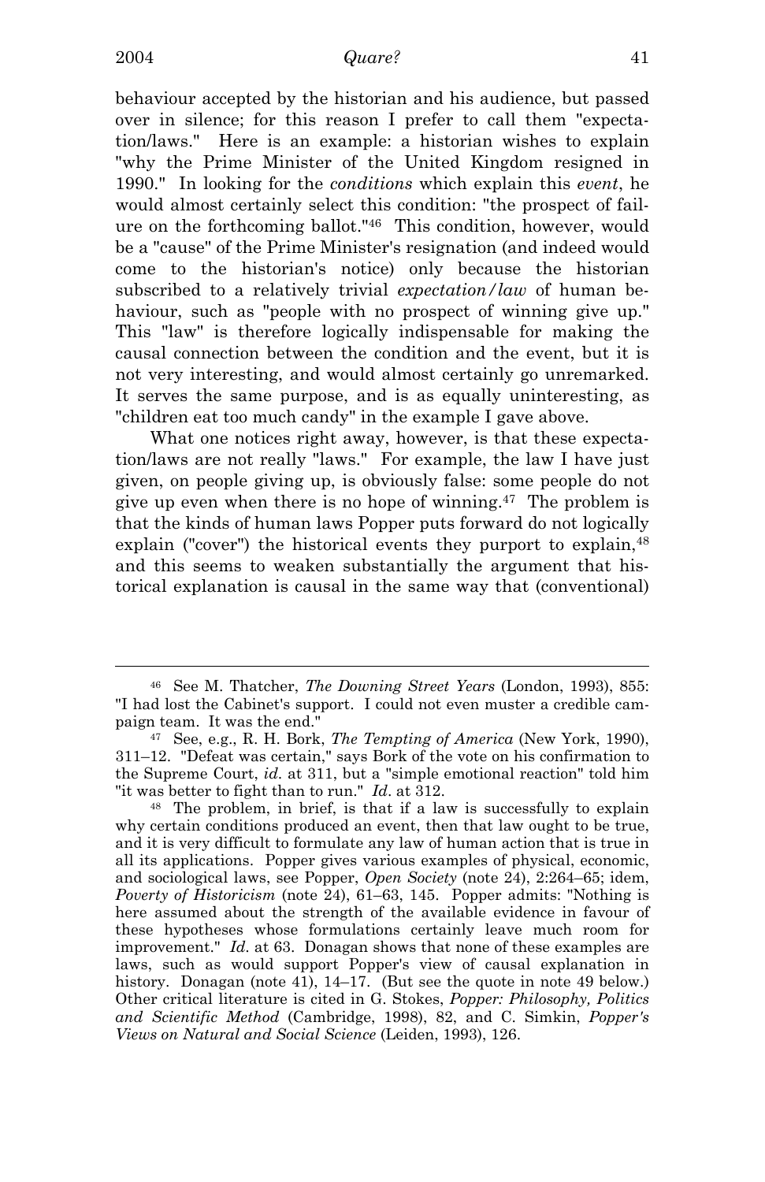behaviour accepted by the historian and his audience, but passed over in silence; for this reason I prefer to call them "expectation/laws." Here is an example: a historian wishes to explain "why the Prime Minister of the United Kingdom resigned in 1990." In looking for the *conditions* which explain this *event*, he would almost certainly select this condition: "the prospect of failure on the forthcoming ballot."[46] This condition, however, would be a "cause" of the Prime Minister's resignation (and indeed would come to the historian's notice) only because the historian subscribed to a relatively trivial *expectation/law* of human behaviour, such as "people with no prospect of winning give up." This "law" is therefore logically indispensable for making the causal connection between the condition and the event, but it is not very interesting, and would almost certainly go unremarked. It serves the same purpose, and is as equally uninteresting, as "children eat too much candy" in the example I gave above.

What one notices right away, however, is that these expectation/laws are not really "laws." For example, the law I have just given, on people giving up, is obviously false: some people do not give up even when there is no hope of winning.[47] The problem is that the kinds of human laws Popper puts forward do not logically explain ("cover") the historical events they purport to explain,[48] and this seems to weaken substantially the argument that historical explanation is causal in the same way that (conventional)

---

[46] See M. Thatcher, *The Downing Street Years* (London, 1993), 855: "I had lost the Cabinet's support. I could not even muster a credible campaign team. It was the end."

[47] See, e.g., R. H. Bork, *The Tempting of America* (New York, 1990), 311–12. "Defeat was certain," says Bork of the vote on his confirmation to the Supreme Court, *id.* at 311, but a "simple emotional reaction" told him "it was better to fight than to run." *Id.* at 312.

[48] The problem, in brief, is that if a law is successfully to explain why certain conditions produced an event, then that law ought to be true, and it is very difficult to formulate any law of human action that is true in all its applications. Popper gives various examples of physical, economic, and sociological laws, see Popper, *Open Society* (note 24), 2:264–65; idem, *Poverty of Historicism* (note 24), 61–63, 145. Popper admits: "Nothing is here assumed about the strength of the available evidence in favour of these hypotheses whose formulations certainly leave much room for improvement." *Id.* at 63. Donagan shows that none of these examples are laws, such as would support Popper's view of causal explanation in history. Donagan (note 41), 14–17. (But see the quote in note 49 below.) Other critical literature is cited in G. Stokes, *Popper: Philosophy, Politics and Scientific Method* (Cambridge, 1998), 82, and C. Simkin, *Popper's Views on Natural and Social Science* (Leiden, 1993), 126.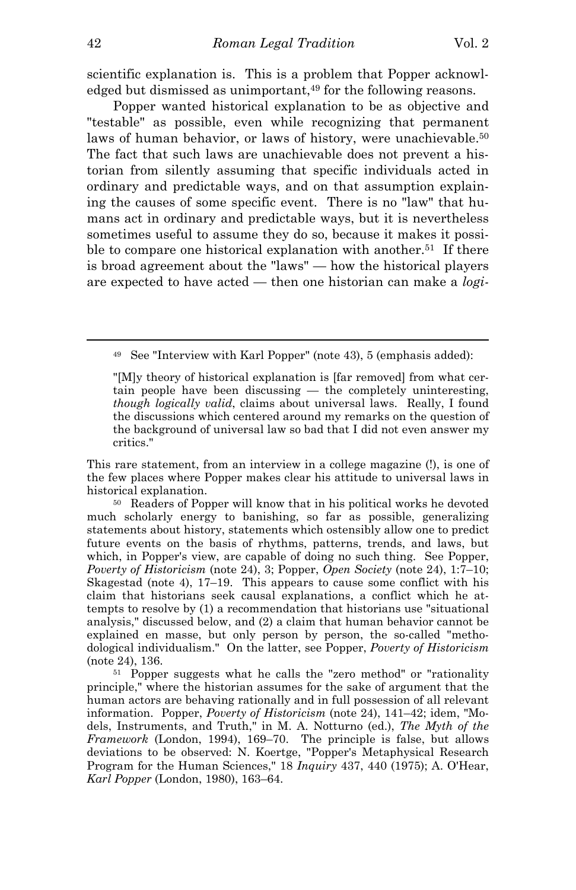scientific explanation is. This is a problem that Popper acknowledged but dismissed as unimportant,[49] for the following reasons.

Popper wanted historical explanation to be as objective and "testable" as possible, even while recognizing that permanent laws of human behavior, or laws of history, were unachievable.[50] The fact that such laws are unachievable does not prevent a historian from silently assuming that specific individuals acted in ordinary and predictable ways, and on that assumption explaining the causes of some specific event. There is no "law" that humans act in ordinary and predictable ways, but it is nevertheless sometimes useful to assume they do so, because it makes it possible to compare one historical explanation with another.[51] If there is broad agreement about the "laws" — how the historical players are expected to have acted — then one historian can make a *logi-*

---

[49] See "Interview with Karl Popper" (note 43), 5 (emphasis added):

> "[M]y theory of historical explanation is [far removed] from what certain people have been discussing — the completely uninteresting, *though logically valid*, claims about universal laws. Really, I found the discussions which centered around my remarks on the question of the background of universal law so bad that I did not even answer my critics."

This rare statement, from an interview in a college magazine (!), is one of the few places where Popper makes clear his attitude to universal laws in historical explanation.

[50] Readers of Popper will know that in his political works he devoted much scholarly energy to banishing, so far as possible, generalizing statements about history, statements which ostensibly allow one to predict future events on the basis of rhythms, patterns, trends, and laws, but which, in Popper's view, are capable of doing no such thing. See Popper, *Poverty of Historicism* (note 24), 3; Popper, *Open Society* (note 24), 1:7–10; Skagestad (note 4), 17–19. This appears to cause some conflict with his claim that historians seek causal explanations, a conflict which he attempts to resolve by (1) a recommendation that historians use "situational analysis," discussed below, and (2) a claim that human behavior cannot be explained en masse, but only person by person, the so-called "methodological individualism." On the latter, see Popper, *Poverty of Historicism* (note 24), 136.

[51] Popper suggests what he calls the "zero method" or "rationality principle," where the historian assumes for the sake of argument that the human actors are behaving rationally and in full possession of all relevant information. Popper, *Poverty of Historicism* (note 24), 141–42; idem, "Models, Instruments, and Truth," in M. A. Notturno (ed.), *The Myth of the Framework* (London, 1994), 169–70. The principle is false, but allows deviations to be observed: N. Koertge, "Popper's Metaphysical Research Program for the Human Sciences," 18 *Inquiry* 437, 440 (1975); A. O'Hear, *Karl Popper* (London, 1980), 163–64.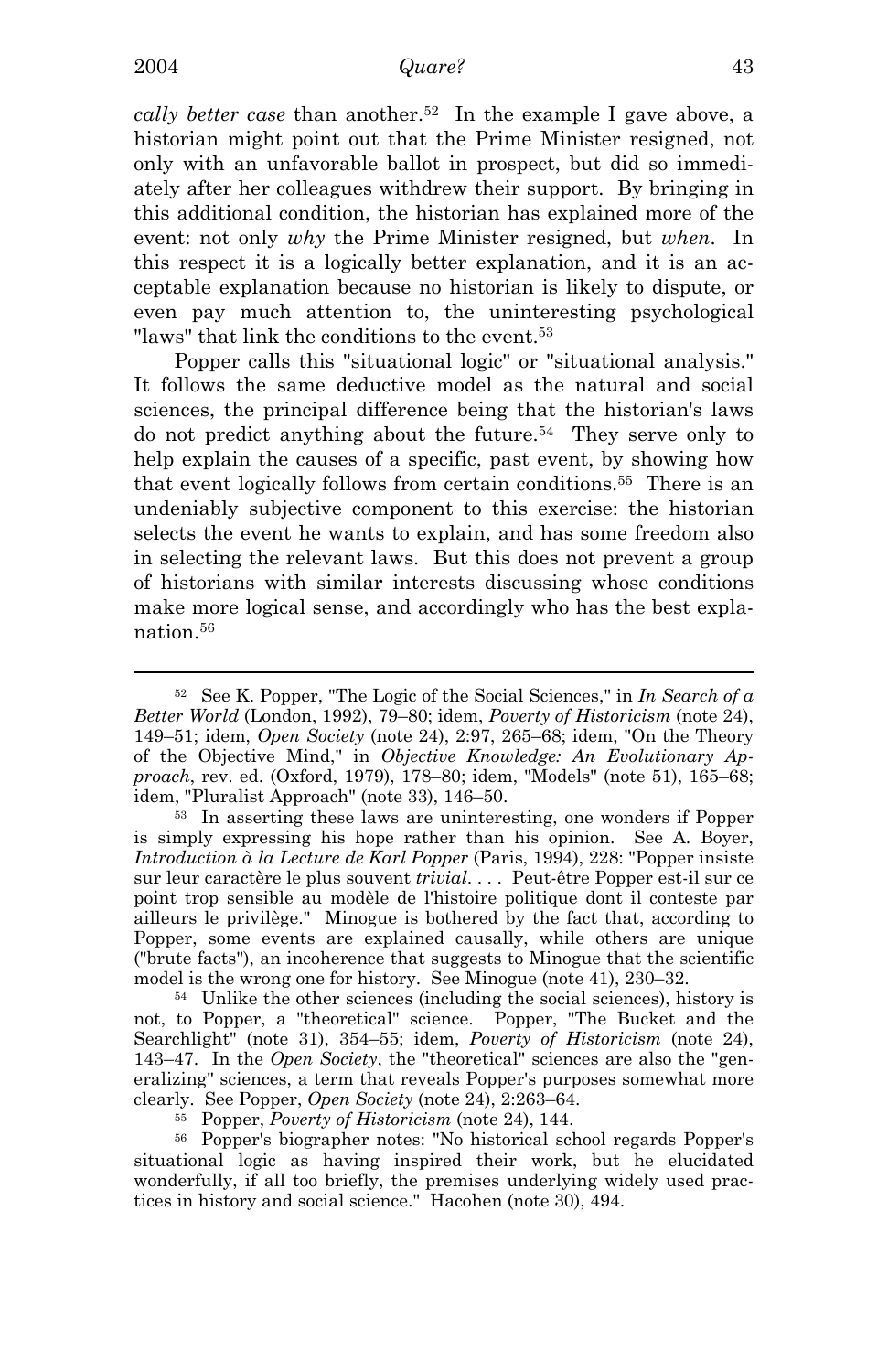*cally better case* than another.[52] In the example I gave above, a historian might point out that the Prime Minister resigned, not only with an unfavorable ballot in prospect, but did so immediately after her colleagues withdrew their support. By bringing in this additional condition, the historian has explained more of the event: not only *why* the Prime Minister resigned, but *when*. In this respect it is a logically better explanation, and it is an acceptable explanation because no historian is likely to dispute, or even pay much attention to, the uninteresting psychological "laws" that link the conditions to the event.[53]

Popper calls this "situational logic" or "situational analysis." It follows the same deductive model as the natural and social sciences, the principal difference being that the historian's laws do not predict anything about the future.[54] They serve only to help explain the causes of a specific, past event, by showing how that event logically follows from certain conditions.[55] There is an undeniably subjective component to this exercise: the historian selects the event he wants to explain, and has some freedom also in selecting the relevant laws. But this does not prevent a group of historians with similar interests discussing whose conditions make more logical sense, and accordingly who has the best explanation.[56]

---

[52] See K. Popper, "The Logic of the Social Sciences," in *In Search of a Better World* (London, 1992), 79–80; idem, *Poverty of Historicism* (note 24), 149–51; idem, *Open Society* (note 24), 2:97, 265–68; idem, "On the Theory of the Objective Mind," in *Objective Knowledge: An Evolutionary Approach*, rev. ed. (Oxford, 1979), 178–80; idem, "Models" (note 51), 165–68; idem, "Pluralist Approach" (note 33), 146–50.

[53] In asserting these laws are uninteresting, one wonders if Popper is simply expressing his hope rather than his opinion. See A. Boyer, *Introduction à la Lecture de Karl Popper* (Paris, 1994), 228: "Popper insiste sur leur caractère le plus souvent *trivial*. . . . Peut-être Popper est-il sur ce point trop sensible au modèle de l'histoire politique dont il conteste par ailleurs le privilège." Minogue is bothered by the fact that, according to Popper, some events are explained causally, while others are unique ("brute facts"), an incoherence that suggests to Minogue that the scientific model is the wrong one for history. See Minogue (note 41), 230–32.

[54] Unlike the other sciences (including the social sciences), history is not, to Popper, a "theoretical" science. Popper, "The Bucket and the Searchlight" (note 31), 354–55; idem, *Poverty of Historicism* (note 24), 143–47. In the *Open Society*, the "theoretical" sciences are also the "generalizing" sciences, a term that reveals Popper's purposes somewhat more clearly. See Popper, *Open Society* (note 24), 2:263–64.

[55] Popper, *Poverty of Historicism* (note 24), 144.

[56] Popper's biographer notes: "No historical school regards Popper's situational logic as having inspired their work, but he elucidated wonderfully, if all too briefly, the premises underlying widely used practices in history and social science." Hacohen (note 30), 494.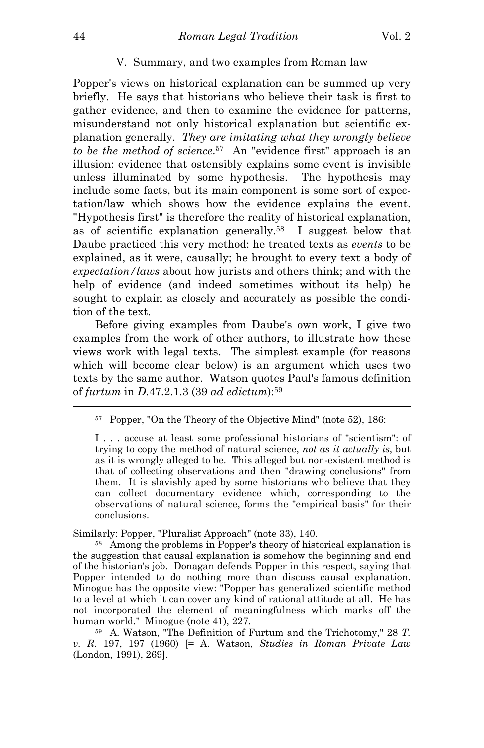## V. Summary, and two examples from Roman law

Popper's views on historical explanation can be summed up very briefly. He says that historians who believe their task is first to gather evidence, and then to examine the evidence for patterns, misunderstand not only historical explanation but scientific explanation generally. *They are imitating what they wrongly believe to be the method of science*.[57] An "evidence first" approach is an illusion: evidence that ostensibly explains some event is invisible unless illuminated by some hypothesis. The hypothesis may include some facts, but its main component is some sort of expectation/law which shows how the evidence explains the event. "Hypothesis first" is therefore the reality of historical explanation, as of scientific explanation generally.[58] I suggest below that Daube practiced this very method: he treated texts as *events* to be explained, as it were, causally; he brought to every text a body of *expectation/laws* about how jurists and others think; and with the help of evidence (and indeed sometimes without its help) he sought to explain as closely and accurately as possible the condition of the text.

Before giving examples from Daube's own work, I give two examples from the work of other authors, to illustrate how these views work with legal texts. The simplest example (for reasons which will become clear below) is an argument which uses two texts by the same author. Watson quotes Paul's famous definition of *furtum* in *D.*47.2.1.3 (39 *ad edictum*):[59]

---

[57] Popper, "On the Theory of the Objective Mind" (note 52), 186:

> I . . . accuse at least some professional historians of "scientism": of trying to copy the method of natural science, *not as it actually is*, but as it is wrongly alleged to be. This alleged but non-existent method is that of collecting observations and then "drawing conclusions" from them. It is slavishly aped by some historians who believe that they can collect documentary evidence which, corresponding to the observations of natural science, forms the "empirical basis" for their conclusions.

Similarly: Popper, "Pluralist Approach" (note 33), 140.

[58] Among the problems in Popper's theory of historical explanation is the suggestion that causal explanation is somehow the beginning and end of the historian's job. Donagan defends Popper in this respect, saying that Popper intended to do nothing more than discuss causal explanation. Minogue has the opposite view: "Popper has generalized scientific method to a level at which it can cover any kind of rational attitude at all. He has not incorporated the element of meaningfulness which marks off the human world." Minogue (note 41), 227.

[59] A. Watson, "The Definition of Furtum and the Trichotomy," 28 *T. v. R.* 197, 197 (1960) [= A. Watson, *Studies in Roman Private Law* (London, 1991), 269].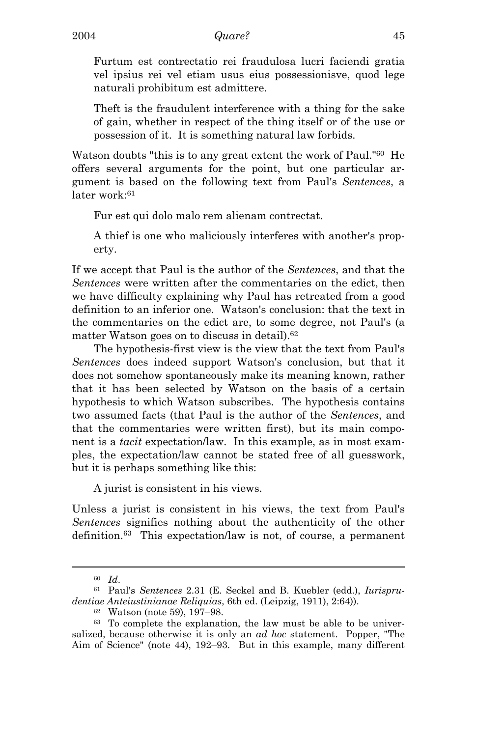> Furtum est contrectatio rei fraudulosa lucri faciendi gratia vel ipsius rei vel etiam usus eius possessionisve, quod lege naturali prohibitum est admittere.
>
> Theft is the fraudulent interference with a thing for the sake of gain, whether in respect of the thing itself or of the use or possession of it. It is something natural law forbids.

Watson doubts "this is to any great extent the work of Paul."[60] He offers several arguments for the point, but one particular argument is based on the following text from Paul's *Sentences*, a later work:[61]

> Fur est qui dolo malo rem alienam contrectat.
>
> A thief is one who maliciously interferes with another's property.

If we accept that Paul is the author of the *Sentences*, and that the *Sentences* were written after the commentaries on the edict, then we have difficulty explaining why Paul has retreated from a good definition to an inferior one. Watson's conclusion: that the text in the commentaries on the edict are, to some degree, not Paul's (a matter Watson goes on to discuss in detail).[62]

The hypothesis-first view is the view that the text from Paul's *Sentences* does indeed support Watson's conclusion, but that it does not somehow spontaneously make its meaning known, rather that it has been selected by Watson on the basis of a certain hypothesis to which Watson subscribes. The hypothesis contains two assumed facts (that Paul is the author of the *Sentences*, and that the commentaries were written first), but its main component is a *tacit* expectation/law. In this example, as in most examples, the expectation/law cannot be stated free of all guesswork, but it is perhaps something like this:

> A jurist is consistent in his views.

Unless a jurist is consistent in his views, the text from Paul's *Sentences* signifies nothing about the authenticity of the other definition.[63] This expectation/law is not, of course, a permanent

---

[60] *Id*.

[61] Paul's *Sentences* 2.31 (E. Seckel and B. Kuebler (edd.), *Iurisprudentiae Anteiustinianae Reliquias*, 6th ed. (Leipzig, 1911), 2:64)).

[62] Watson (note 59), 197–98.

[63] To complete the explanation, the law must be able to be universalized, because otherwise it is only an *ad hoc* statement. Popper, "The Aim of Science" (note 44), 192–93. But in this example, many different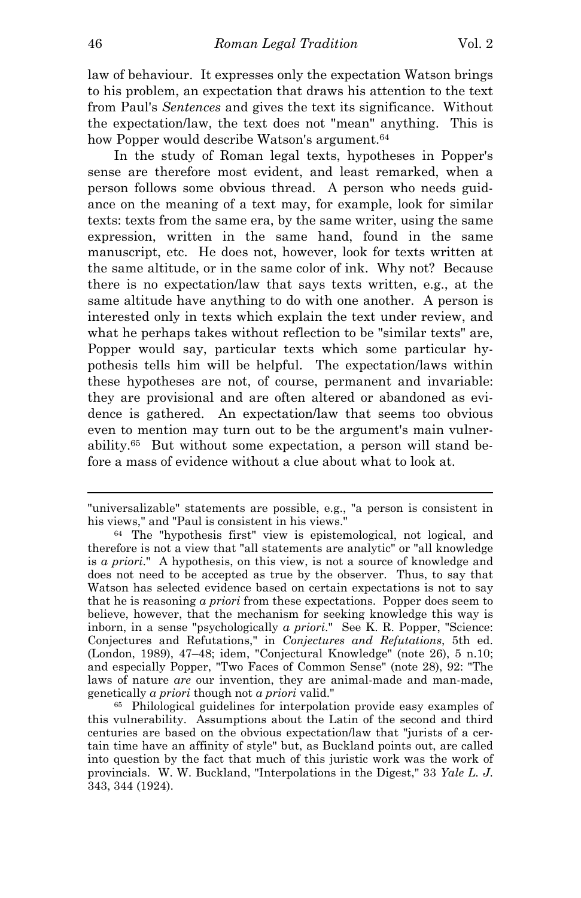law of behaviour. It expresses only the expectation Watson brings to his problem, an expectation that draws his attention to the text from Paul's *Sentences* and gives the text its significance. Without the expectation/law, the text does not "mean" anything. This is how Popper would describe Watson's argument.[64]

In the study of Roman legal texts, hypotheses in Popper's sense are therefore most evident, and least remarked, when a person follows some obvious thread. A person who needs guidance on the meaning of a text may, for example, look for similar texts: texts from the same era, by the same writer, using the same expression, written in the same hand, found in the same manuscript, etc. He does not, however, look for texts written at the same altitude, or in the same color of ink. Why not? Because there is no expectation/law that says texts written, e.g., at the same altitude have anything to do with one another. A person is interested only in texts which explain the text under review, and what he perhaps takes without reflection to be "similar texts" are, Popper would say, particular texts which some particular hypothesis tells him will be helpful. The expectation/laws within these hypotheses are not, of course, permanent and invariable: they are provisional and are often altered or abandoned as evidence is gathered. An expectation/law that seems too obvious even to mention may turn out to be the argument's main vulnerability.[65] But without some expectation, a person will stand before a mass of evidence without a clue about what to look at.

---

"universalizable" statements are possible, e.g., "a person is consistent in his views," and "Paul is consistent in his views."

[64] The "hypothesis first" view is epistemological, not logical, and therefore is not a view that "all statements are analytic" or "all knowledge is *a priori*." A hypothesis, on this view, is not a source of knowledge and does not need to be accepted as true by the observer. Thus, to say that Watson has selected evidence based on certain expectations is not to say that he is reasoning *a priori* from these expectations. Popper does seem to believe, however, that the mechanism for seeking knowledge this way is inborn, in a sense "psychologically *a priori*." See K. R. Popper, "Science: Conjectures and Refutations," in *Conjectures and Refutations*, 5th ed. (London, 1989), 47–48; idem, "Conjectural Knowledge" (note 26), 5 n.10; and especially Popper, "Two Faces of Common Sense" (note 28), 92: "The laws of nature *are* our invention, they are animal-made and man-made, genetically *a priori* though not *a priori* valid."

[65] Philological guidelines for interpolation provide easy examples of this vulnerability. Assumptions about the Latin of the second and third centuries are based on the obvious expectation/law that "jurists of a certain time have an affinity of style" but, as Buckland points out, are called into question by the fact that much of this juristic work was the work of provincials. W. W. Buckland, "Interpolations in the Digest," 33 *Yale L. J.* 343, 344 (1924).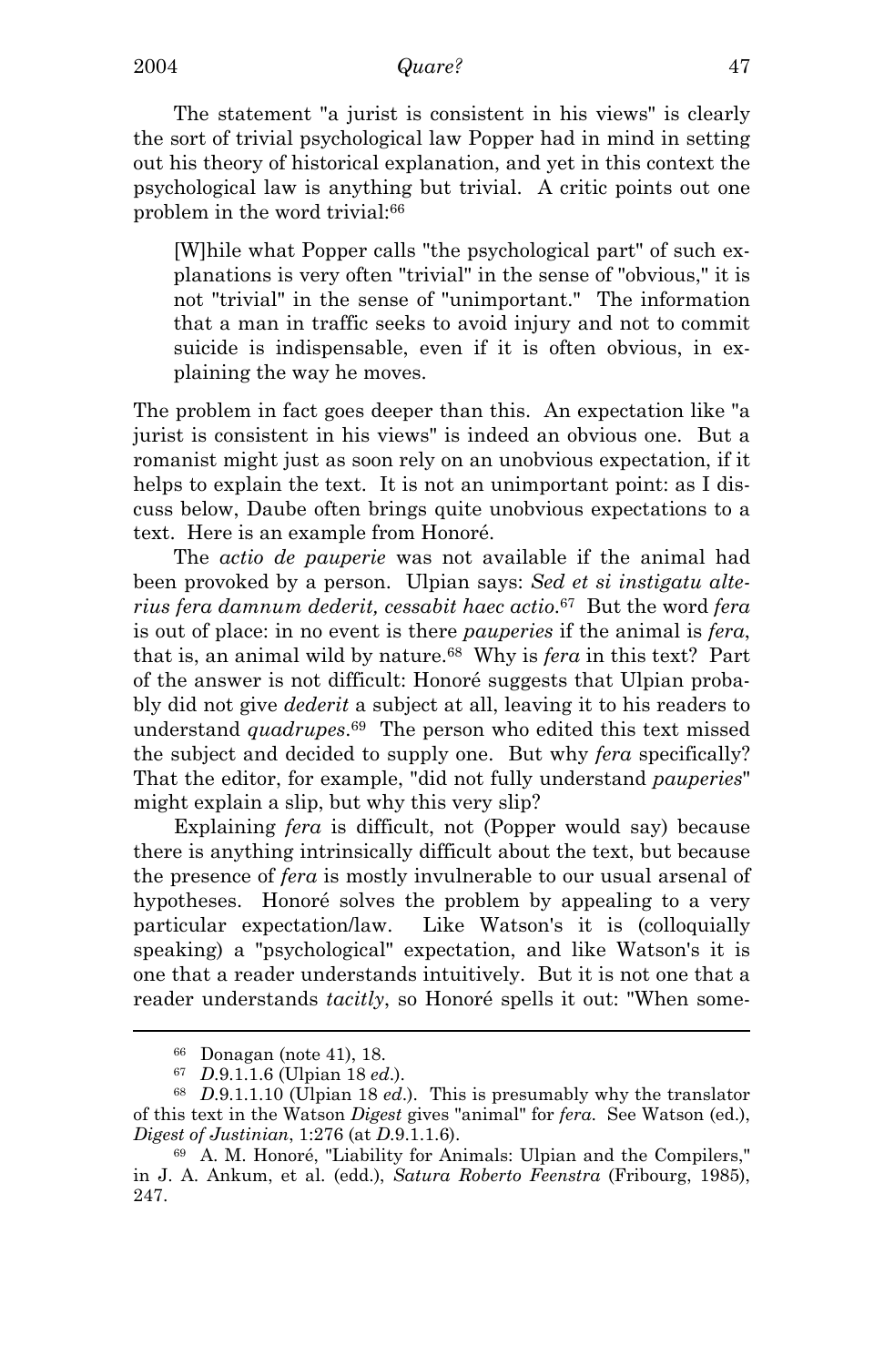The statement "a jurist is consistent in his views" is clearly the sort of trivial psychological law Popper had in mind in setting out his theory of historical explanation, and yet in this context the psychological law is anything but trivial. A critic points out one problem in the word trivial:[66]

> [W]hile what Popper calls "the psychological part" of such explanations is very often "trivial" in the sense of "obvious," it is not "trivial" in the sense of "unimportant." The information that a man in traffic seeks to avoid injury and not to commit suicide is indispensable, even if it is often obvious, in explaining the way he moves.

The problem in fact goes deeper than this. An expectation like "a jurist is consistent in his views" is indeed an obvious one. But a romanist might just as soon rely on an unobvious expectation, if it helps to explain the text. It is not an unimportant point: as I discuss below, Daube often brings quite unobvious expectations to a text. Here is an example from Honoré.

The *actio de pauperie* was not available if the animal had been provoked by a person. Ulpian says: *Sed et si instigatu alterius fera damnum dederit, cessabit haec actio*.[67] But the word *fera* is out of place: in no event is there *pauperies* if the animal is *fera*, that is, an animal wild by nature.[68] Why is *fera* in this text? Part of the answer is not difficult: Honoré suggests that Ulpian probably did not give *dederit* a subject at all, leaving it to his readers to understand *quadrupes*.[69] The person who edited this text missed the subject and decided to supply one. But why *fera* specifically? That the editor, for example, "did not fully understand *pauperies*" might explain a slip, but why this very slip?

Explaining *fera* is difficult, not (Popper would say) because there is anything intrinsically difficult about the text, but because the presence of *fera* is mostly invulnerable to our usual arsenal of hypotheses. Honoré solves the problem by appealing to a very particular expectation/law. Like Watson's it is (colloquially speaking) a "psychological" expectation, and like Watson's it is one that a reader understands intuitively. But it is not one that a reader understands *tacitly*, so Honoré spells it out: "When some-

---

[66] Donagan (note 41), 18.

[67] *D.*9.1.1.6 (Ulpian 18 *ed.*).

[68] *D.*9.1.1.10 (Ulpian 18 *ed.*). This is presumably why the translator of this text in the Watson *Digest* gives "animal" for *fera*. See Watson (ed.), *Digest of Justinian*, 1:276 (at *D.*9.1.1.6).

[69] A. M. Honoré, "Liability for Animals: Ulpian and the Compilers," in J. A. Ankum, et al. (edd.), *Satura Roberto Feenstra* (Fribourg, 1985), 247.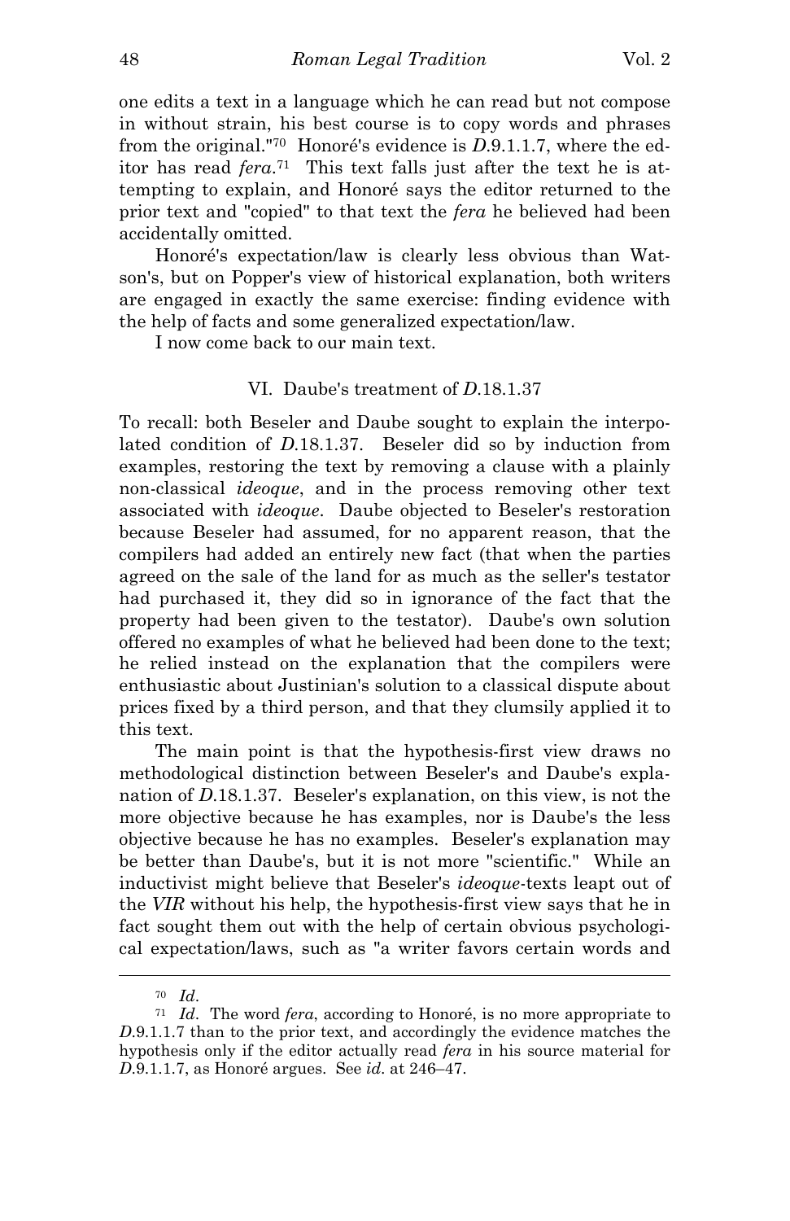one edits a text in a language which he can read but not compose in without strain, his best course is to copy words and phrases from the original."[70] Honoré's evidence is *D*.9.1.1.7, where the editor has read *fera*.[71] This text falls just after the text he is attempting to explain, and Honoré says the editor returned to the prior text and "copied" to that text the *fera* he believed had been accidentally omitted.

Honoré's expectation/law is clearly less obvious than Watson's, but on Popper's view of historical explanation, both writers are engaged in exactly the same exercise: finding evidence with the help of facts and some generalized expectation/law.

I now come back to our main text.

## VI. Daube's treatment of *D*.18.1.37

To recall: both Beseler and Daube sought to explain the interpolated condition of *D*.18.1.37. Beseler did so by induction from examples, restoring the text by removing a clause with a plainly non-classical *ideoque*, and in the process removing other text associated with *ideoque*. Daube objected to Beseler's restoration because Beseler had assumed, for no apparent reason, that the compilers had added an entirely new fact (that when the parties agreed on the sale of the land for as much as the seller's testator had purchased it, they did so in ignorance of the fact that the property had been given to the testator). Daube's own solution offered no examples of what he believed had been done to the text; he relied instead on the explanation that the compilers were enthusiastic about Justinian's solution to a classical dispute about prices fixed by a third person, and that they clumsily applied it to this text.

The main point is that the hypothesis-first view draws no methodological distinction between Beseler's and Daube's explanation of *D*.18.1.37. Beseler's explanation, on this view, is not the more objective because he has examples, nor is Daube's the less objective because he has no examples. Beseler's explanation may be better than Daube's, but it is not more "scientific." While an inductivist might believe that Beseler's *ideoque*-texts leapt out of the *VIR* without his help, the hypothesis-first view says that he in fact sought them out with the help of certain obvious psychological expectation/laws, such as "a writer favors certain words and

---

[70] *Id*.

[71] *Id*. The word *fera*, according to Honoré, is no more appropriate to *D*.9.1.1.7 than to the prior text, and accordingly the evidence matches the hypothesis only if the editor actually read *fera* in his source material for *D*.9.1.1.7, as Honoré argues. See *id*. at 246–47.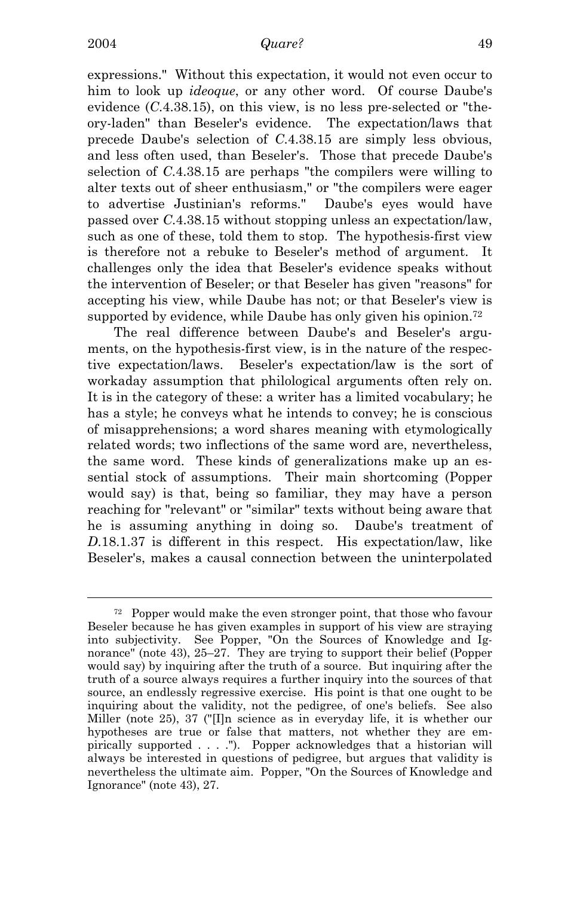expressions." Without this expectation, it would not even occur to him to look up *ideoque*, or any other word. Of course Daube's evidence (*C*.4.38.15), on this view, is no less pre-selected or "theory-laden" than Beseler's evidence. The expectation/laws that precede Daube's selection of *C*.4.38.15 are simply less obvious, and less often used, than Beseler's. Those that precede Daube's selection of *C*.4.38.15 are perhaps "the compilers were willing to alter texts out of sheer enthusiasm," or "the compilers were eager to advertise Justinian's reforms." Daube's eyes would have passed over *C*.4.38.15 without stopping unless an expectation/law, such as one of these, told them to stop. The hypothesis-first view is therefore not a rebuke to Beseler's method of argument. It challenges only the idea that Beseler's evidence speaks without the intervention of Beseler; or that Beseler has given "reasons" for accepting his view, while Daube has not; or that Beseler's view is supported by evidence, while Daube has only given his opinion.[72]

The real difference between Daube's and Beseler's arguments, on the hypothesis-first view, is in the nature of the respective expectation/laws. Beseler's expectation/law is the sort of workaday assumption that philological arguments often rely on. It is in the category of these: a writer has a limited vocabulary; he has a style; he conveys what he intends to convey; he is conscious of misapprehensions; a word shares meaning with etymologically related words; two inflections of the same word are, nevertheless, the same word. These kinds of generalizations make up an essential stock of assumptions. Their main shortcoming (Popper would say) is that, being so familiar, they may have a person reaching for "relevant" or "similar" texts without being aware that he is assuming anything in doing so. Daube's treatment of *D*.18.1.37 is different in this respect. His expectation/law, like Beseler's, makes a causal connection between the uninterpolated

---

[72] Popper would make the even stronger point, that those who favour Beseler because he has given examples in support of his view are straying into subjectivity. See Popper, "On the Sources of Knowledge and Ignorance" (note 43), 25–27. They are trying to support their belief (Popper would say) by inquiring after the truth of a source. But inquiring after the truth of a source always requires a further inquiry into the sources of that source, an endlessly regressive exercise. His point is that one ought to be inquiring about the validity, not the pedigree, of one's beliefs. See also Miller (note 25), 37 ("[I]n science as in everyday life, it is whether our hypotheses are true or false that matters, not whether they are empirically supported . . . ."). Popper acknowledges that a historian will always be interested in questions of pedigree, but argues that validity is nevertheless the ultimate aim. Popper, "On the Sources of Knowledge and Ignorance" (note 43), 27.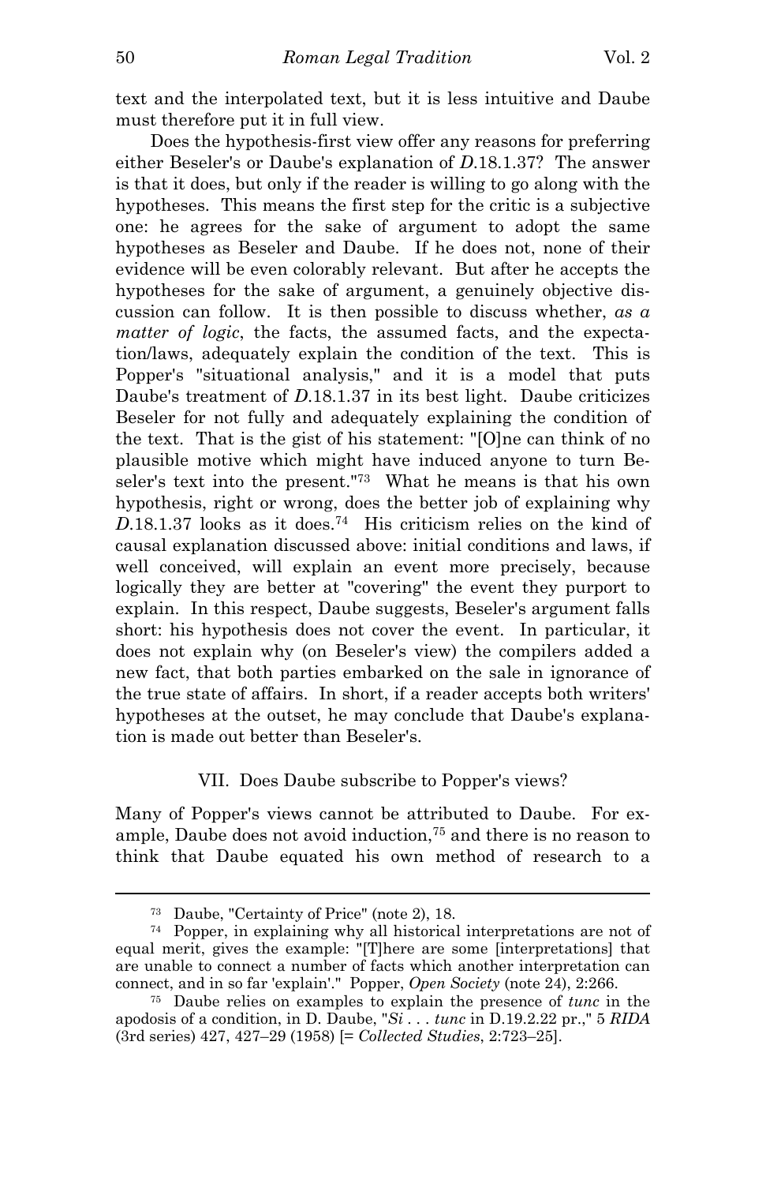text and the interpolated text, but it is less intuitive and Daube must therefore put it in full view.

Does the hypothesis-first view offer any reasons for preferring either Beseler's or Daube's explanation of *D.*18.1.37? The answer is that it does, but only if the reader is willing to go along with the hypotheses. This means the first step for the critic is a subjective one: he agrees for the sake of argument to adopt the same hypotheses as Beseler and Daube. If he does not, none of their evidence will be even colorably relevant. But after he accepts the hypotheses for the sake of argument, a genuinely objective discussion can follow. It is then possible to discuss whether, *as a matter of logic*, the facts, the assumed facts, and the expectation/laws, adequately explain the condition of the text. This is Popper's "situational analysis," and it is a model that puts Daube's treatment of *D.*18.1.37 in its best light. Daube criticizes Beseler for not fully and adequately explaining the condition of the text. That is the gist of his statement: "[O]ne can think of no plausible motive which might have induced anyone to turn Beseler's text into the present."[73] What he means is that his own hypothesis, right or wrong, does the better job of explaining why *D.*18.1.37 looks as it does.[74] His criticism relies on the kind of causal explanation discussed above: initial conditions and laws, if well conceived, will explain an event more precisely, because logically they are better at "covering" the event they purport to explain. In this respect, Daube suggests, Beseler's argument falls short: his hypothesis does not cover the event. In particular, it does not explain why (on Beseler's view) the compilers added a new fact, that both parties embarked on the sale in ignorance of the true state of affairs. In short, if a reader accepts both writers' hypotheses at the outset, he may conclude that Daube's explanation is made out better than Beseler's.

## VII. Does Daube subscribe to Popper's views?

Many of Popper's views cannot be attributed to Daube. For example, Daube does not avoid induction,[75] and there is no reason to think that Daube equated his own method of research to a

---

[73] Daube, "Certainty of Price" (note 2), 18.

[74] Popper, in explaining why all historical interpretations are not of equal merit, gives the example: "[T]here are some [interpretations] that are unable to connect a number of facts which another interpretation can connect, and in so far 'explain'." Popper, *Open Society* (note 24), 2:266.

[75] Daube relies on examples to explain the presence of *tunc* in the apodosis of a condition, in D. Daube, "*Si . . . tunc* in D.19.2.22 pr.," 5 *RIDA* (3rd series) 427, 427–29 (1958) [= *Collected Studies*, 2:723–25].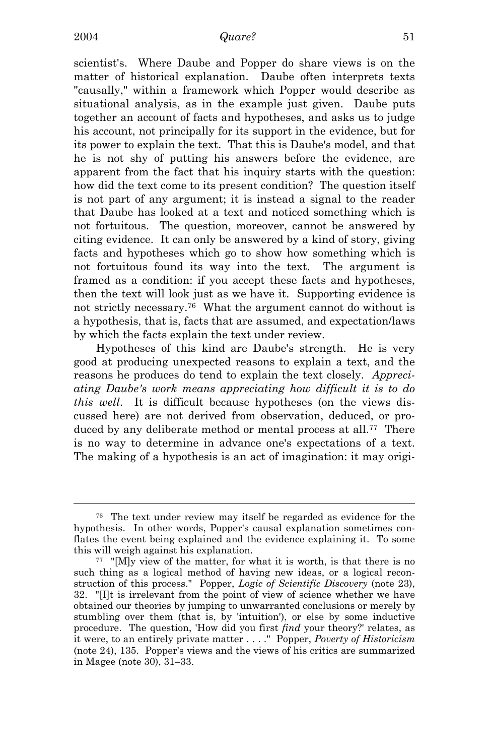scientist's. Where Daube and Popper do share views is on the matter of historical explanation. Daube often interprets texts "causally," within a framework which Popper would describe as situational analysis, as in the example just given. Daube puts together an account of facts and hypotheses, and asks us to judge his account, not principally for its support in the evidence, but for its power to explain the text. That this is Daube's model, and that he is not shy of putting his answers before the evidence, are apparent from the fact that his inquiry starts with the question: how did the text come to its present condition? The question itself is not part of any argument; it is instead a signal to the reader that Daube has looked at a text and noticed something which is not fortuitous. The question, moreover, cannot be answered by citing evidence. It can only be answered by a kind of story, giving facts and hypotheses which go to show how something which is not fortuitous found its way into the text. The argument is framed as a condition: if you accept these facts and hypotheses, then the text will look just as we have it. Supporting evidence is not strictly necessary.[76] What the argument cannot do without is a hypothesis, that is, facts that are assumed, and expectation/laws by which the facts explain the text under review.

Hypotheses of this kind are Daube's strength. He is very good at producing unexpected reasons to explain a text, and the reasons he produces do tend to explain the text closely. *Appreciating Daube's work means appreciating how difficult it is to do this well.* It is difficult because hypotheses (on the views discussed here) are not derived from observation, deduced, or produced by any deliberate method or mental process at all.[77] There is no way to determine in advance one's expectations of a text. The making of a hypothesis is an act of imagination: it may origi-

---

[76] The text under review may itself be regarded as evidence for the hypothesis. In other words, Popper's causal explanation sometimes conflates the event being explained and the evidence explaining it. To some this will weigh against his explanation.

[77] "[M]y view of the matter, for what it is worth, is that there is no such thing as a logical method of having new ideas, or a logical reconstruction of this process." Popper, *Logic of Scientific Discovery* (note 23), 32. "[I]t is irrelevant from the point of view of science whether we have obtained our theories by jumping to unwarranted conclusions or merely by stumbling over them (that is, by 'intuition'), or else by some inductive procedure. The question, 'How did you first *find* your theory?' relates, as it were, to an entirely private matter . . . ." Popper, *Poverty of Historicism* (note 24), 135. Popper's views and the views of his critics are summarized in Magee (note 30), 31–33.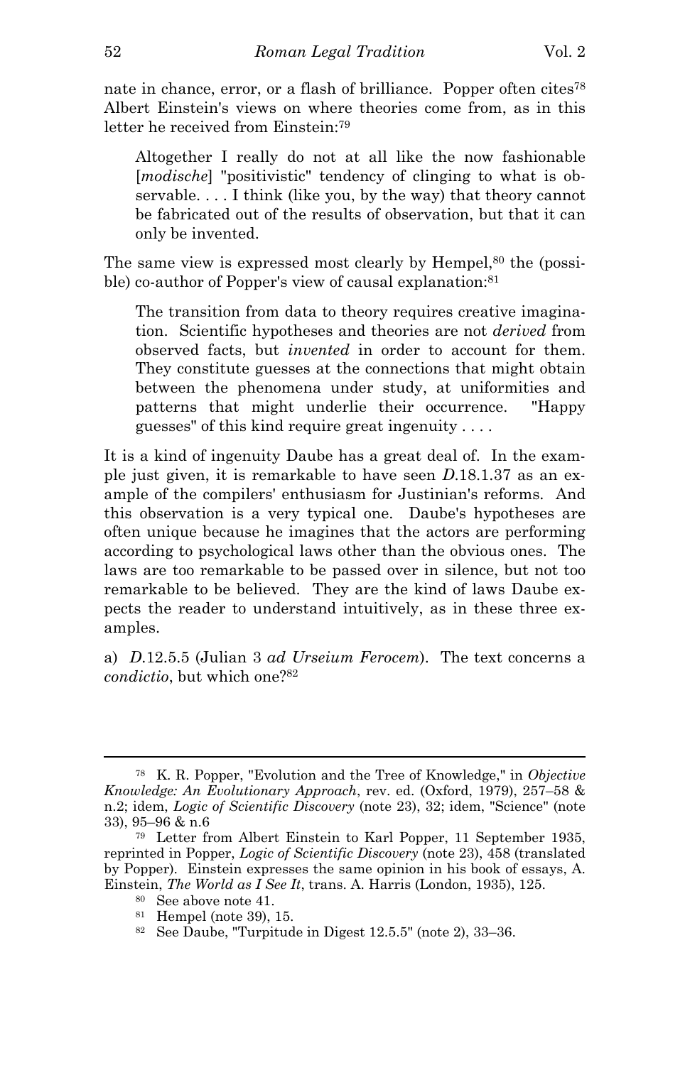nate in chance, error, or a flash of brilliance. Popper often cites[78] Albert Einstein's views on where theories come from, as in this letter he received from Einstein:[79]

> Altogether I really do not at all like the now fashionable [*modische*] "positivistic" tendency of clinging to what is observable. . . . I think (like you, by the way) that theory cannot be fabricated out of the results of observation, but that it can only be invented.

The same view is expressed most clearly by Hempel,[80] the (possible) co-author of Popper's view of causal explanation:[81]

> The transition from data to theory requires creative imagination. Scientific hypotheses and theories are not *derived* from observed facts, but *invented* in order to account for them. They constitute guesses at the connections that might obtain between the phenomena under study, at uniformities and patterns that might underlie their occurrence. "Happy guesses" of this kind require great ingenuity . . . .

It is a kind of ingenuity Daube has a great deal of. In the example just given, it is remarkable to have seen *D*.18.1.37 as an example of the compilers' enthusiasm for Justinian's reforms. And this observation is a very typical one. Daube's hypotheses are often unique because he imagines that the actors are performing according to psychological laws other than the obvious ones. The laws are too remarkable to be passed over in silence, but not too remarkable to be believed. They are the kind of laws Daube expects the reader to understand intuitively, as in these three examples.

a) *D*.12.5.5 (Julian 3 *ad Urseium Ferocem*). The text concerns a *condictio*, but which one?[82]

---

[78] K. R. Popper, "Evolution and the Tree of Knowledge," in *Objective Knowledge: An Evolutionary Approach*, rev. ed. (Oxford, 1979), 257–58 & n.2; idem, *Logic of Scientific Discovery* (note 23), 32; idem, "Science" (note 33), 95–96 & n.6

[79] Letter from Albert Einstein to Karl Popper, 11 September 1935, reprinted in Popper, *Logic of Scientific Discovery* (note 23), 458 (translated by Popper). Einstein expresses the same opinion in his book of essays, A. Einstein, *The World as I See It*, trans. A. Harris (London, 1935), 125.

[80] See above note 41.

[81] Hempel (note 39), 15.

[82] See Daube, "Turpitude in Digest 12.5.5" (note 2), 33–36.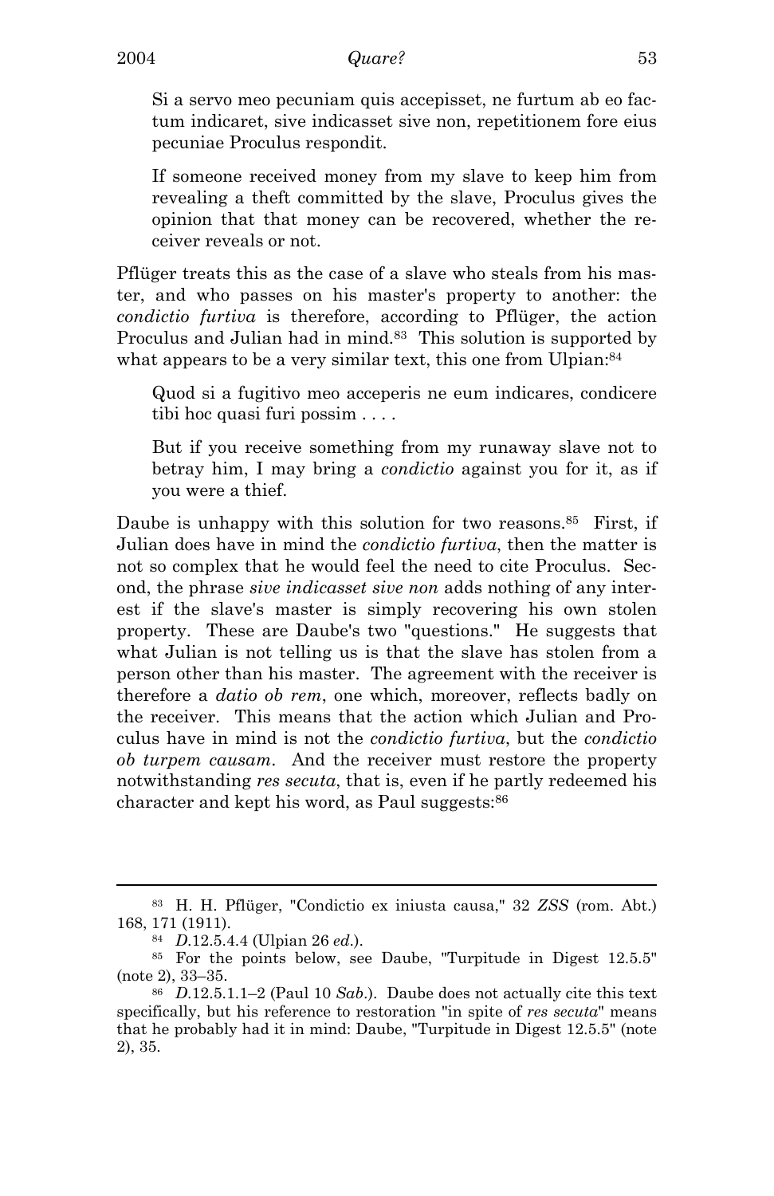> Si a servo meo pecuniam quis accepisset, ne furtum ab eo factum indicaret, sive indicasset sive non, repetitionem fore eius pecuniae Proculus respondit.
>
> If someone received money from my slave to keep him from revealing a theft committed by the slave, Proculus gives the opinion that that money can be recovered, whether the receiver reveals or not.

Pflüger treats this as the case of a slave who steals from his master, and who passes on his master's property to another: the *condictio furtiva* is therefore, according to Pflüger, the action Proculus and Julian had in mind.[83] This solution is supported by what appears to be a very similar text, this one from Ulpian:[84]

> Quod si a fugitivo meo acceperis ne eum indicares, condicere tibi hoc quasi furi possim . . . .
>
> But if you receive something from my runaway slave not to betray him, I may bring a *condictio* against you for it, as if you were a thief.

Daube is unhappy with this solution for two reasons.[85] First, if Julian does have in mind the *condictio furtiva*, then the matter is not so complex that he would feel the need to cite Proculus. Second, the phrase *sive indicasset sive non* adds nothing of any interest if the slave's master is simply recovering his own stolen property. These are Daube's two "questions." He suggests that what Julian is not telling us is that the slave has stolen from a person other than his master. The agreement with the receiver is therefore a *datio ob rem*, one which, moreover, reflects badly on the receiver. This means that the action which Julian and Proculus have in mind is not the *condictio furtiva*, but the *condictio ob turpem causam*. And the receiver must restore the property notwithstanding *res secuta*, that is, even if he partly redeemed his character and kept his word, as Paul suggests:[86]

---

[83] H. H. Pflüger, "Condictio ex iniusta causa," 32 *ZSS* (rom. Abt.) 168, 171 (1911).

[84] *D.*12.5.4.4 (Ulpian 26 *ed.*).

[85] For the points below, see Daube, "Turpitude in Digest 12.5.5" (note 2), 33–35.

[86] *D.*12.5.1.1–2 (Paul 10 *Sab.*). Daube does not actually cite this text specifically, but his reference to restoration "in spite of *res secuta*" means that he probably had it in mind: Daube, "Turpitude in Digest 12.5.5" (note 2), 35.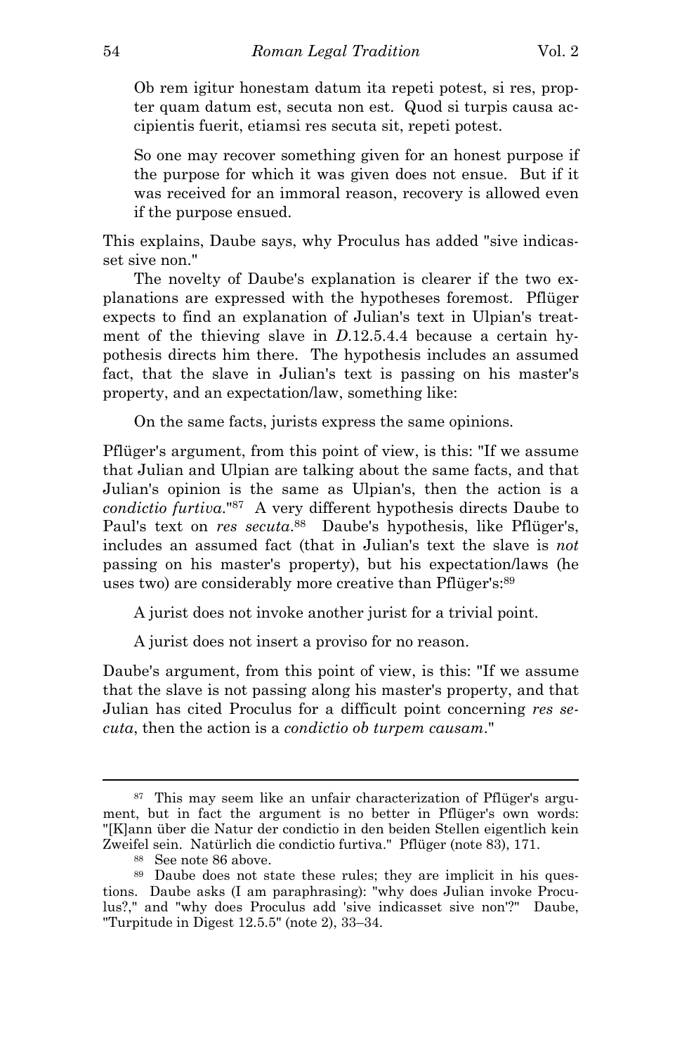> Ob rem igitur honestam datum ita repeti potest, si res, propter quam datum est, secuta non est. Quod si turpis causa accipientis fuerit, etiamsi res secuta sit, repeti potest.
>
> So one may recover something given for an honest purpose if the purpose for which it was given does not ensue. But if it was received for an immoral reason, recovery is allowed even if the purpose ensued.

This explains, Daube says, why Proculus has added "sive indicasset sive non."

The novelty of Daube's explanation is clearer if the two explanations are expressed with the hypotheses foremost. Pflüger expects to find an explanation of Julian's text in Ulpian's treatment of the thieving slave in *D.*12.5.4.4 because a certain hypothesis directs him there. The hypothesis includes an assumed fact, that the slave in Julian's text is passing on his master's property, and an expectation/law, something like:

> On the same facts, jurists express the same opinions.

Pflüger's argument, from this point of view, is this: "If we assume that Julian and Ulpian are talking about the same facts, and that Julian's opinion is the same as Ulpian's, then the action is a *condictio furtiva*."[87] A very different hypothesis directs Daube to Paul's text on *res secuta*.[88] Daube's hypothesis, like Pflüger's, includes an assumed fact (that in Julian's text the slave is *not* passing on his master's property), but his expectation/laws (he uses two) are considerably more creative than Pflüger's:[89]

> A jurist does not invoke another jurist for a trivial point.
>
> A jurist does not insert a proviso for no reason.

Daube's argument, from this point of view, is this: "If we assume that the slave is not passing along his master's property, and that Julian has cited Proculus for a difficult point concerning *res secuta*, then the action is a *condictio ob turpem causam*."

---

[87] This may seem like an unfair characterization of Pflüger's argument, but in fact the argument is no better in Pflüger's own words: "[K]ann über die Natur der condictio in den beiden Stellen eigentlich kein Zweifel sein. Natürlich die condictio furtiva." Pflüger (note 83), 171.

[88] See note 86 above.

[89] Daube does not state these rules; they are implicit in his questions. Daube asks (I am paraphrasing): "why does Julian invoke Proculus?," and "why does Proculus add 'sive indicasset sive non'?" Daube, "Turpitude in Digest 12.5.5" (note 2), 33–34.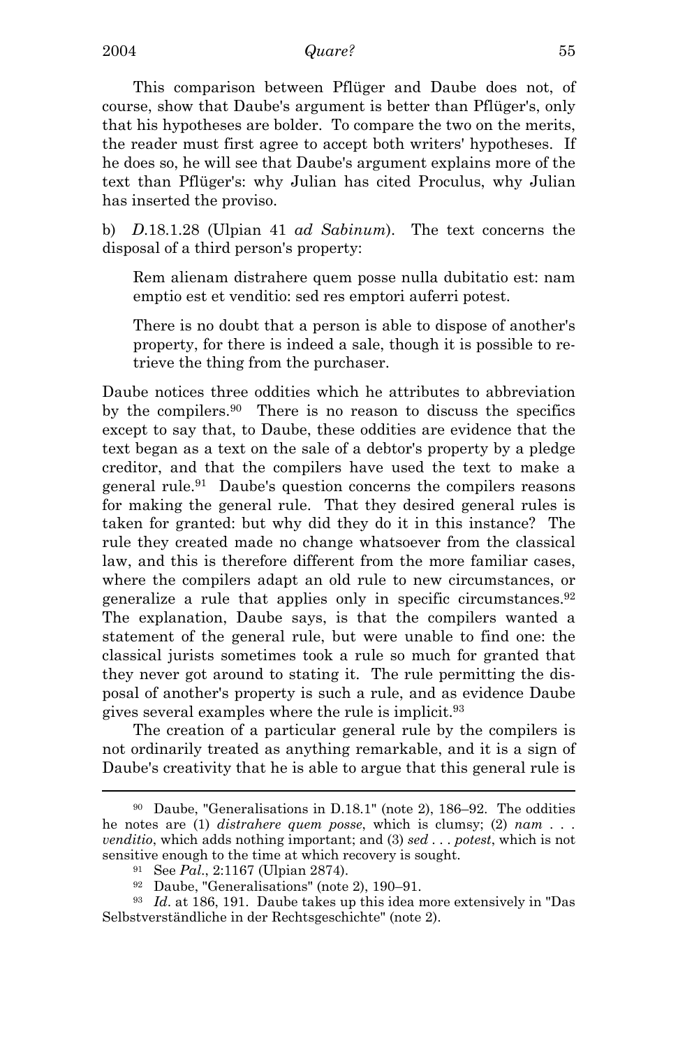This comparison between Pflüger and Daube does not, of course, show that Daube's argument is better than Pflüger's, only that his hypotheses are bolder. To compare the two on the merits, the reader must first agree to accept both writers' hypotheses. If he does so, he will see that Daube's argument explains more of the text than Pflüger's: why Julian has cited Proculus, why Julian has inserted the proviso.

b) *D.*18.1.28 (Ulpian 41 *ad Sabinum*). The text concerns the disposal of a third person's property:

> Rem alienam distrahere quem posse nulla dubitatio est: nam emptio est et venditio: sed res emptori auferri potest.
>
> There is no doubt that a person is able to dispose of another's property, for there is indeed a sale, though it is possible to retrieve the thing from the purchaser.

Daube notices three oddities which he attributes to abbreviation by the compilers.[90] There is no reason to discuss the specifics except to say that, to Daube, these oddities are evidence that the text began as a text on the sale of a debtor's property by a pledge creditor, and that the compilers have used the text to make a general rule.[91] Daube's question concerns the compilers reasons for making the general rule. That they desired general rules is taken for granted: but why did they do it in this instance? The rule they created made no change whatsoever from the classical law, and this is therefore different from the more familiar cases, where the compilers adapt an old rule to new circumstances, or generalize a rule that applies only in specific circumstances.[92] The explanation, Daube says, is that the compilers wanted a statement of the general rule, but were unable to find one: the classical jurists sometimes took a rule so much for granted that they never got around to stating it. The rule permitting the disposal of another's property is such a rule, and as evidence Daube gives several examples where the rule is implicit.[93]

The creation of a particular general rule by the compilers is not ordinarily treated as anything remarkable, and it is a sign of Daube's creativity that he is able to argue that this general rule is

---

[90] Daube, "Generalisations in D.18.1" (note 2), 186–92. The oddities he notes are (1) *distrahere quem posse*, which is clumsy; (2) *nam . . . venditio*, which adds nothing important; and (3) *sed . . . potest*, which is not sensitive enough to the time at which recovery is sought.

[91] See *Pal.*, 2:1167 (Ulpian 2874).

[92] Daube, "Generalisations" (note 2), 190–91.

[93] *Id.* at 186, 191. Daube takes up this idea more extensively in "Das Selbstverständliche in der Rechtsgeschichte" (note 2).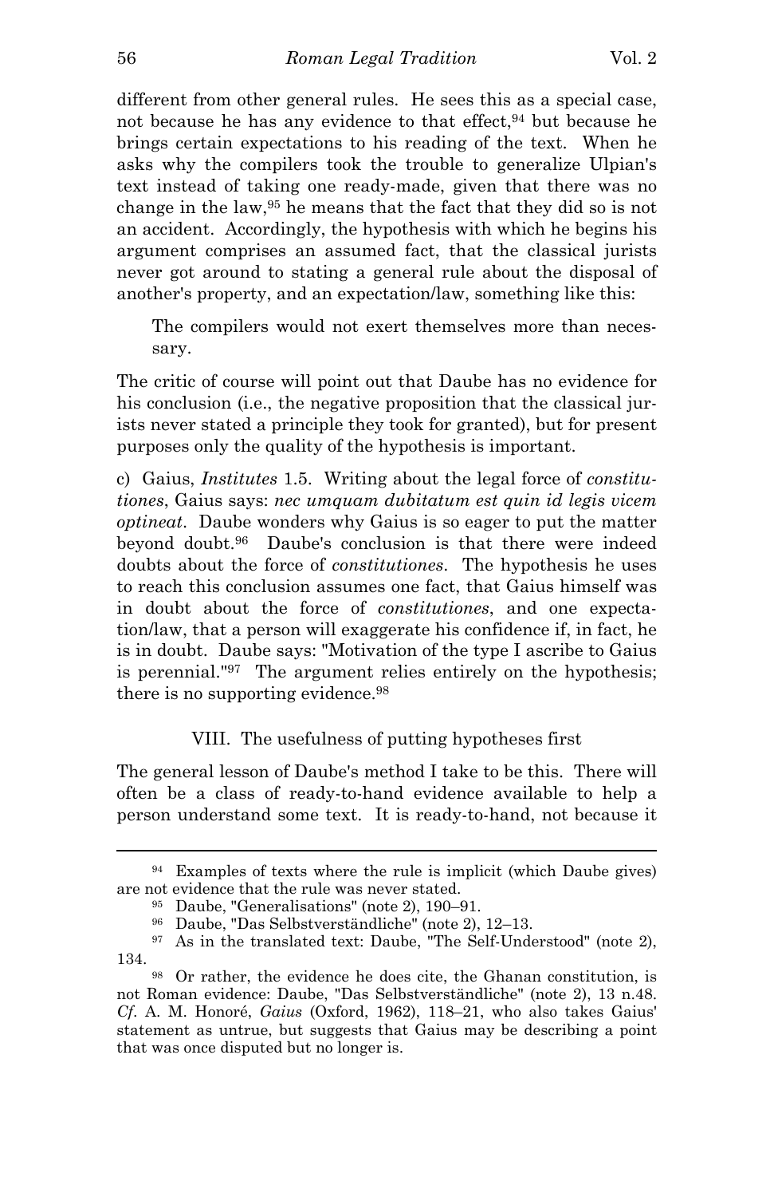different from other general rules. He sees this as a special case, not because he has any evidence to that effect,[94] but because he brings certain expectations to his reading of the text. When he asks why the compilers took the trouble to generalize Ulpian's text instead of taking one ready-made, given that there was no change in the law,[95] he means that the fact that they did so is not an accident. Accordingly, the hypothesis with which he begins his argument comprises an assumed fact, that the classical jurists never got around to stating a general rule about the disposal of another's property, and an expectation/law, something like this:

> The compilers would not exert themselves more than necessary.

The critic of course will point out that Daube has no evidence for his conclusion (i.e., the negative proposition that the classical jurists never stated a principle they took for granted), but for present purposes only the quality of the hypothesis is important.

c) Gaius, *Institutes* 1.5. Writing about the legal force of *constitutiones*, Gaius says: *nec umquam dubitatum est quin id legis vicem optineat*. Daube wonders why Gaius is so eager to put the matter beyond doubt.[96] Daube's conclusion is that there were indeed doubts about the force of *constitutiones*. The hypothesis he uses to reach this conclusion assumes one fact, that Gaius himself was in doubt about the force of *constitutiones*, and one expectation/law, that a person will exaggerate his confidence if, in fact, he is in doubt. Daube says: "Motivation of the type I ascribe to Gaius is perennial."[97] The argument relies entirely on the hypothesis; there is no supporting evidence.[98]

## VIII. The usefulness of putting hypotheses first

The general lesson of Daube's method I take to be this. There will often be a class of ready-to-hand evidence available to help a person understand some text. It is ready-to-hand, not because it

---

[94] Examples of texts where the rule is implicit (which Daube gives) are not evidence that the rule was never stated.

[95] Daube, "Generalisations" (note 2), 190–91.

[96] Daube, "Das Selbstverständliche" (note 2), 12–13.

[97] As in the translated text: Daube, "The Self-Understood" (note 2), 134.

[98] Or rather, the evidence he does cite, the Ghanan constitution, is not Roman evidence: Daube, "Das Selbstverständliche" (note 2), 13 n.48. *Cf.* A. M. Honoré, *Gaius* (Oxford, 1962), 118–21, who also takes Gaius' statement as untrue, but suggests that Gaius may be describing a point that was once disputed but no longer is.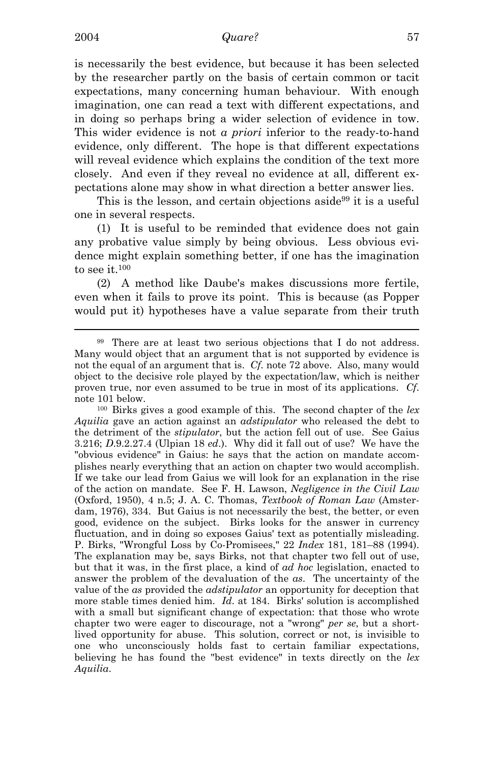is necessarily the best evidence, but because it has been selected by the researcher partly on the basis of certain common or tacit expectations, many concerning human behaviour. With enough imagination, one can read a text with different expectations, and in doing so perhaps bring a wider selection of evidence in tow. This wider evidence is not *a priori* inferior to the ready-to-hand evidence, only different. The hope is that different expectations will reveal evidence which explains the condition of the text more closely. And even if they reveal no evidence at all, different expectations alone may show in what direction a better answer lies.

This is the lesson, and certain objections aside[99] it is a useful one in several respects.

(1) It is useful to be reminded that evidence does not gain any probative value simply by being obvious. Less obvious evidence might explain something better, if one has the imagination to see it.[100]

(2) A method like Daube's makes discussions more fertile, even when it fails to prove its point. This is because (as Popper would put it) hypotheses have a value separate from their truth

---

[99] There are at least two serious objections that I do not address. Many would object that an argument that is not supported by evidence is not the equal of an argument that is. *Cf.* note 72 above. Also, many would object to the decisive role played by the expectation/law, which is neither proven true, nor even assumed to be true in most of its applications. *Cf.* note 101 below.

[100] Birks gives a good example of this. The second chapter of the *lex Aquilia* gave an action against an *adstipulator* who released the debt to the detriment of the *stipulator*, but the action fell out of use. See Gaius 3.216; *D.*9.2.27.4 (Ulpian 18 *ed.*). Why did it fall out of use? We have the "obvious evidence" in Gaius: he says that the action on mandate accomplishes nearly everything that an action on chapter two would accomplish. If we take our lead from Gaius we will look for an explanation in the rise of the action on mandate. See F. H. Lawson, *Negligence in the Civil Law* (Oxford, 1950), 4 n.5; J. A. C. Thomas, *Textbook of Roman Law* (Amsterdam, 1976), 334. But Gaius is not necessarily the best, the better, or even good, evidence on the subject. Birks looks for the answer in currency fluctuation, and in doing so exposes Gaius' text as potentially misleading. P. Birks, "Wrongful Loss by Co-Promisees," 22 *Index* 181, 181–88 (1994). The explanation may be, says Birks, not that chapter two fell out of use, but that it was, in the first place, a kind of *ad hoc* legislation, enacted to answer the problem of the devaluation of the *as*. The uncertainty of the value of the *as* provided the *adstipulator* an opportunity for deception that more stable times denied him. *Id.* at 184. Birks' solution is accomplished with a small but significant change of expectation: that those who wrote chapter two were eager to discourage, not a "wrong" *per se*, but a short-lived opportunity for abuse. This solution, correct or not, is invisible to one who unconsciously holds fast to certain familiar expectations, believing he has found the "best evidence" in texts directly on the *lex Aquilia*.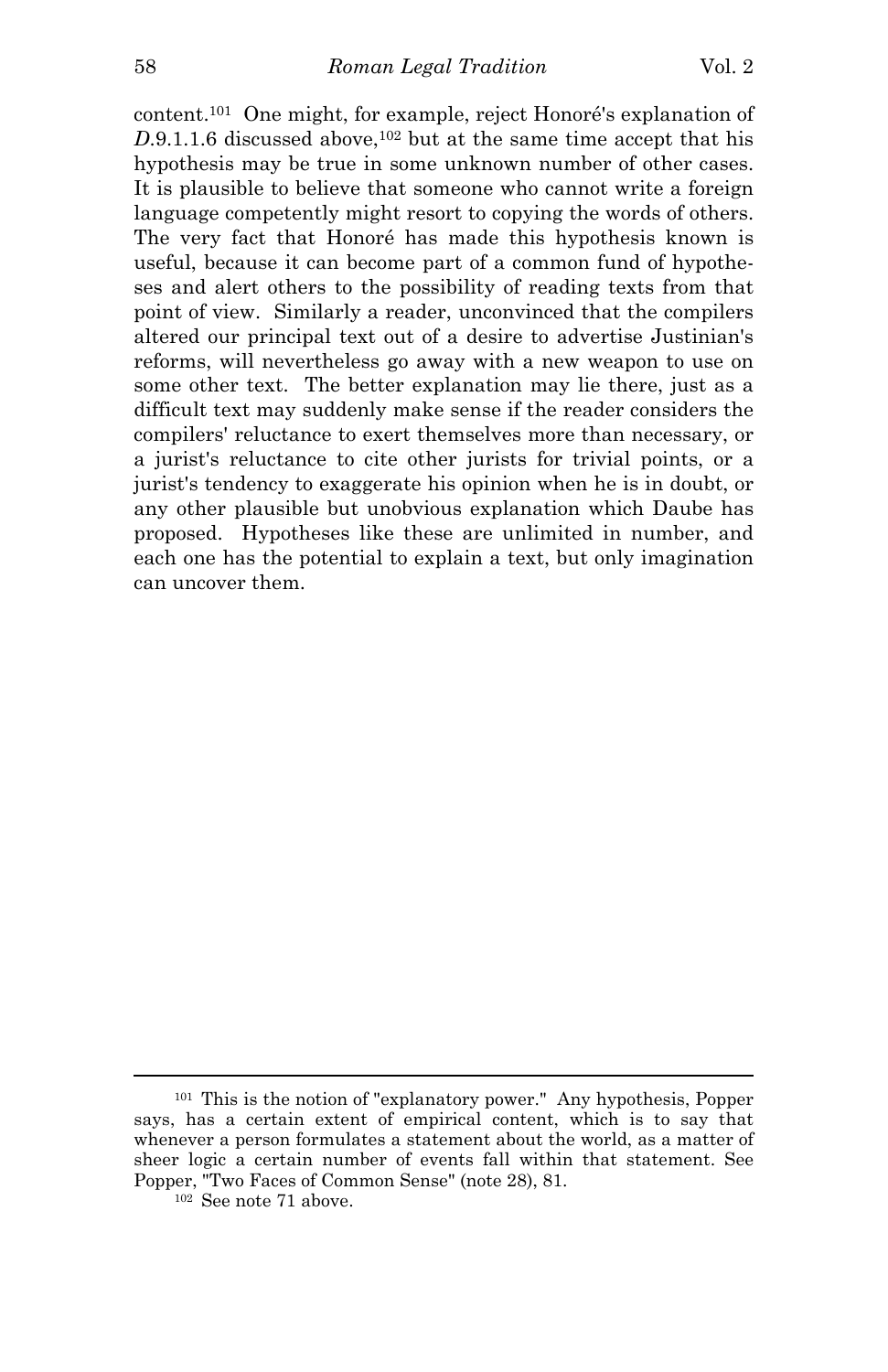content.[101] One might, for example, reject Honoré's explanation of *D*.9.1.1.6 discussed above,[102] but at the same time accept that his hypothesis may be true in some unknown number of other cases. It is plausible to believe that someone who cannot write a foreign language competently might resort to copying the words of others. The very fact that Honoré has made this hypothesis known is useful, because it can become part of a common fund of hypotheses and alert others to the possibility of reading texts from that point of view. Similarly a reader, unconvinced that the compilers altered our principal text out of a desire to advertise Justinian's reforms, will nevertheless go away with a new weapon to use on some other text. The better explanation may lie there, just as a difficult text may suddenly make sense if the reader considers the compilers' reluctance to exert themselves more than necessary, or a jurist's reluctance to cite other jurists for trivial points, or a jurist's tendency to exaggerate his opinion when he is in doubt, or any other plausible but unobvious explanation which Daube has proposed. Hypotheses like these are unlimited in number, and each one has the potential to explain a text, but only imagination can uncover them.

---

[101] This is the notion of "explanatory power." Any hypothesis, Popper says, has a certain extent of empirical content, which is to say that whenever a person formulates a statement about the world, as a matter of sheer logic a certain number of events fall within that statement. See Popper, "Two Faces of Common Sense" (note 28), 81.

[102] See note 71 above.